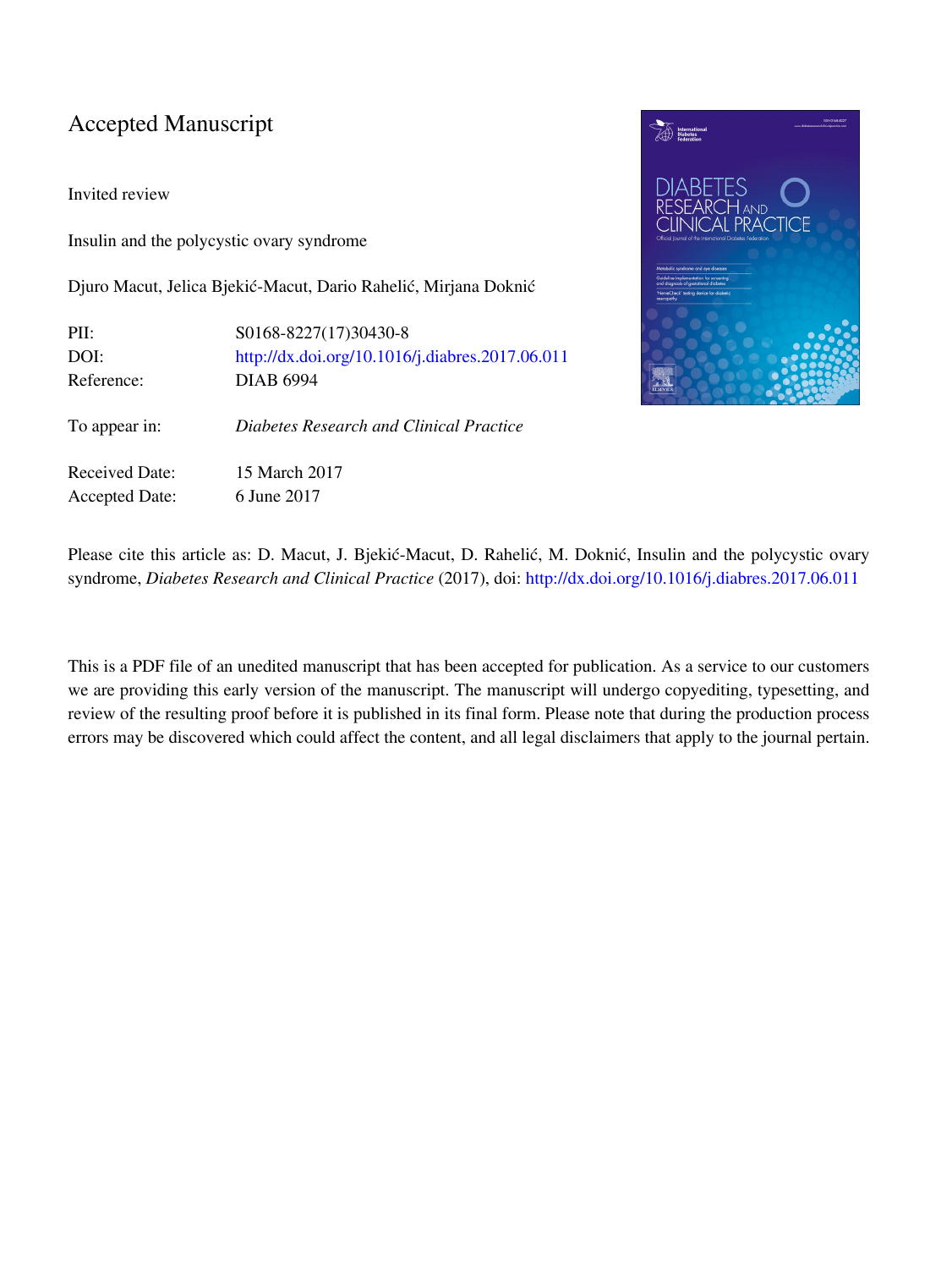# Accepted Manuscript

Invited review

Insulin and the polycystic ovary syndrome

Djuro Macut, Jelica Bjekić-Macut, Dario Rahelić, Mirjana Doknić

| | |
|---|---|
| PII: | S0168-8227(17)30430-8 |
| DOI: | http://dx.doi.org/10.1016/j.diabres.2017.06.011 |
| Reference: | DIAB 6994 |
| To appear in: | *Diabetes Research and Clinical Practice* |
| Received Date: | 15 March 2017 |
| Accepted Date: | 6 June 2017 |

Please cite this article as: D. Macut, J. Bjekić-Macut, D. Rahelić, M. Doknić, Insulin and the polycystic ovary syndrome, *Diabetes Research and Clinical Practice* (2017), doi: http://dx.doi.org/10.1016/j.diabres.2017.06.011

This is a PDF file of an unedited manuscript that has been accepted for publication. As a service to our customers we are providing this early version of the manuscript. The manuscript will undergo copyediting, typesetting, and review of the resulting proof before it is published in its final form. Please note that during the production process errors may be discovered which could affect the content, and all legal disclaimers that apply to the journal pertain.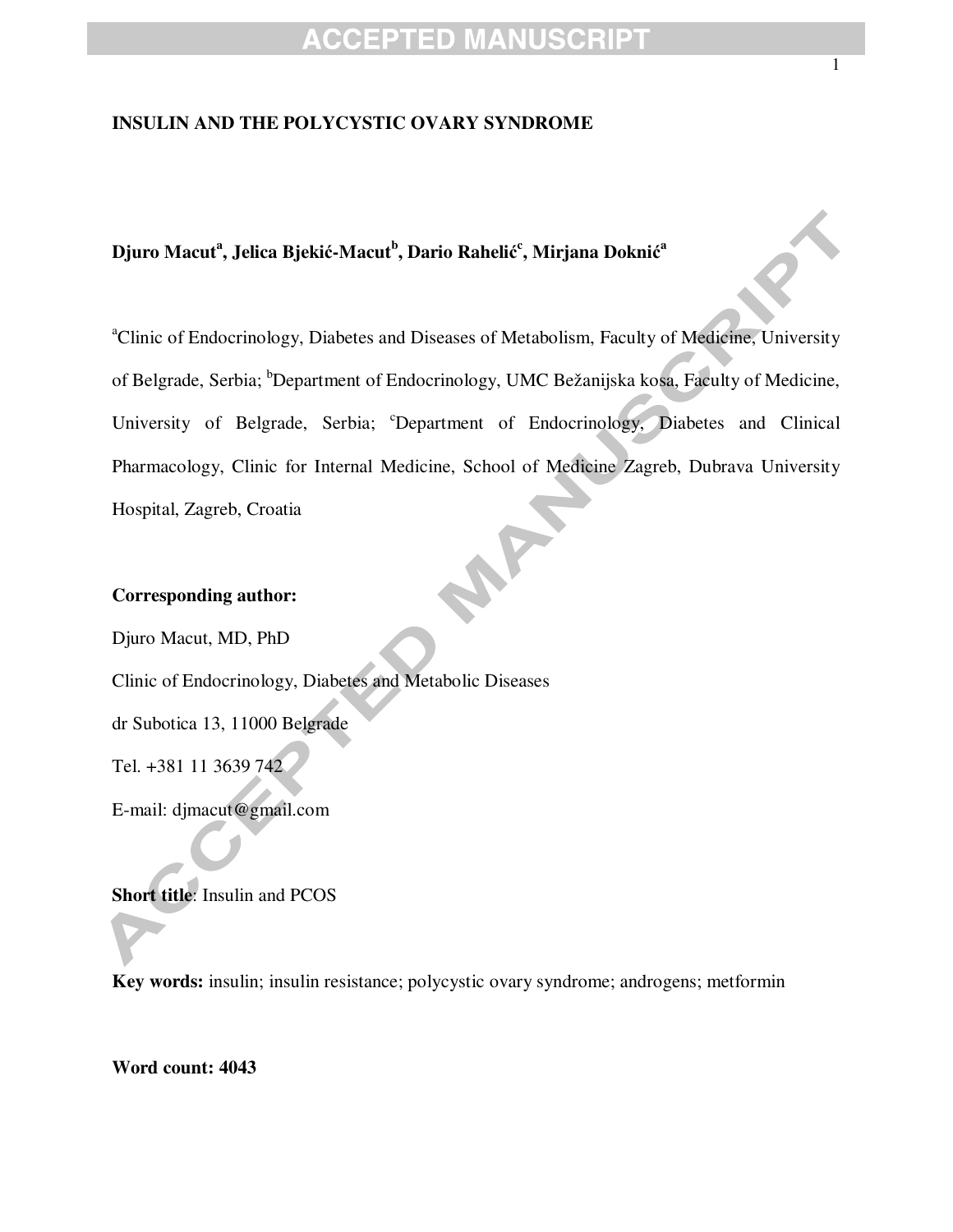**INSULIN AND THE POLYCYSTIC OVARY SYNDROME**

**Djuro Macut[a], Jelica Bjekić-Macut[b], Dario Rahelić[c], Mirjana Doknić[a]**

[a]Clinic of Endocrinology, Diabetes and Diseases of Metabolism, Faculty of Medicine, University of Belgrade, Serbia; [b]Department of Endocrinology, UMC Bežanijska kosa, Faculty of Medicine, University of Belgrade, Serbia; [c]Department of Endocrinology, Diabetes and Clinical Pharmacology, Clinic for Internal Medicine, School of Medicine Zagreb, Dubrava University Hospital, Zagreb, Croatia

**Corresponding author:**

Djuro Macut, MD, PhD

Clinic of Endocrinology, Diabetes and Metabolic Diseases

dr Subotica 13, 11000 Belgrade

Tel. +381 11 3639 742

E-mail: djmacut@gmail.com

**Short title**: Insulin and PCOS

**Key words:** insulin; insulin resistance; polycystic ovary syndrome; androgens; metformin

**Word count: 4043**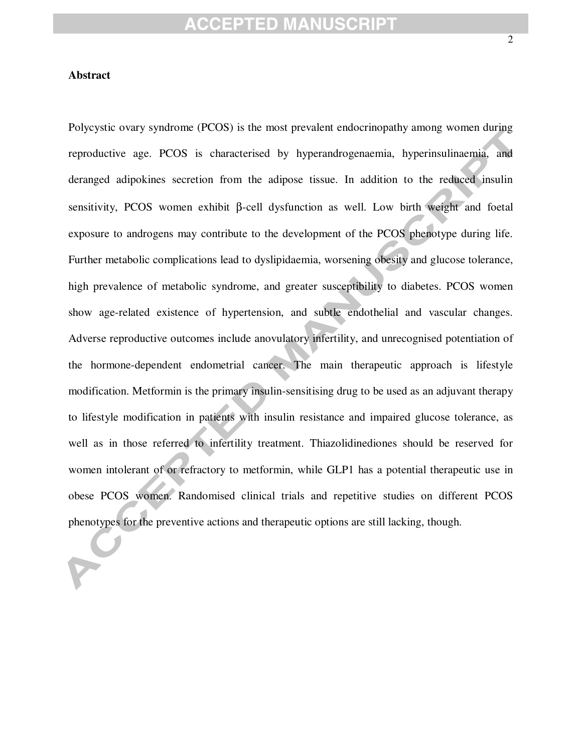**Abstract**

Polycystic ovary syndrome (PCOS) is the most prevalent endocrinopathy among women during reproductive age. PCOS is characterised by hyperandrogenaemia, hyperinsulinaemia, and deranged adipokines secretion from the adipose tissue. In addition to the reduced insulin sensitivity, PCOS women exhibit β-cell dysfunction as well. Low birth weight and foetal exposure to androgens may contribute to the development of the PCOS phenotype during life. Further metabolic complications lead to dyslipidaemia, worsening obesity and glucose tolerance, high prevalence of metabolic syndrome, and greater susceptibility to diabetes. PCOS women show age-related existence of hypertension, and subtle endothelial and vascular changes. Adverse reproductive outcomes include anovulatory infertility, and unrecognised potentiation of the hormone-dependent endometrial cancer. The main therapeutic approach is lifestyle modification. Metformin is the primary insulin-sensitising drug to be used as an adjuvant therapy to lifestyle modification in patients with insulin resistance and impaired glucose tolerance, as well as in those referred to infertility treatment. Thiazolidinediones should be reserved for women intolerant of or refractory to metformin, while GLP1 has a potential therapeutic use in obese PCOS women. Randomised clinical trials and repetitive studies on different PCOS phenotypes for the preventive actions and therapeutic options are still lacking, though.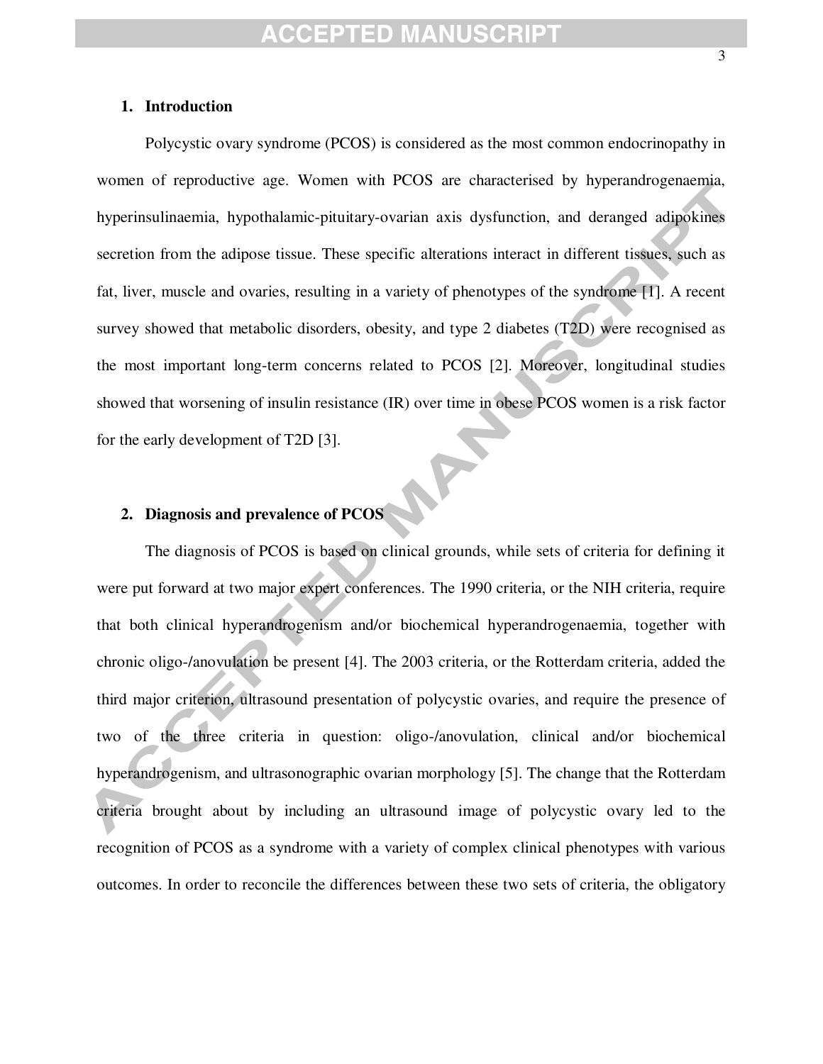## 1. Introduction

Polycystic ovary syndrome (PCOS) is considered as the most common endocrinopathy in women of reproductive age. Women with PCOS are characterised by hyperandrogenaemia, hyperinsulinaemia, hypothalamic-pituitary-ovarian axis dysfunction, and deranged adipokines secretion from the adipose tissue. These specific alterations interact in different tissues, such as fat, liver, muscle and ovaries, resulting in a variety of phenotypes of the syndrome [1]. A recent survey showed that metabolic disorders, obesity, and type 2 diabetes (T2D) were recognised as the most important long-term concerns related to PCOS [2]. Moreover, longitudinal studies showed that worsening of insulin resistance (IR) over time in obese PCOS women is a risk factor for the early development of T2D [3].

## 2. Diagnosis and prevalence of PCOS

The diagnosis of PCOS is based on clinical grounds, while sets of criteria for defining it were put forward at two major expert conferences. The 1990 criteria, or the NIH criteria, require that both clinical hyperandrogenism and/or biochemical hyperandrogenaemia, together with chronic oligo-/anovulation be present [4]. The 2003 criteria, or the Rotterdam criteria, added the third major criterion, ultrasound presentation of polycystic ovaries, and require the presence of two of the three criteria in question: oligo-/anovulation, clinical and/or biochemical hyperandrogenism, and ultrasonographic ovarian morphology [5]. The change that the Rotterdam criteria brought about by including an ultrasound image of polycystic ovary led to the recognition of PCOS as a syndrome with a variety of complex clinical phenotypes with various outcomes. In order to reconcile the differences between these two sets of criteria, the obligatory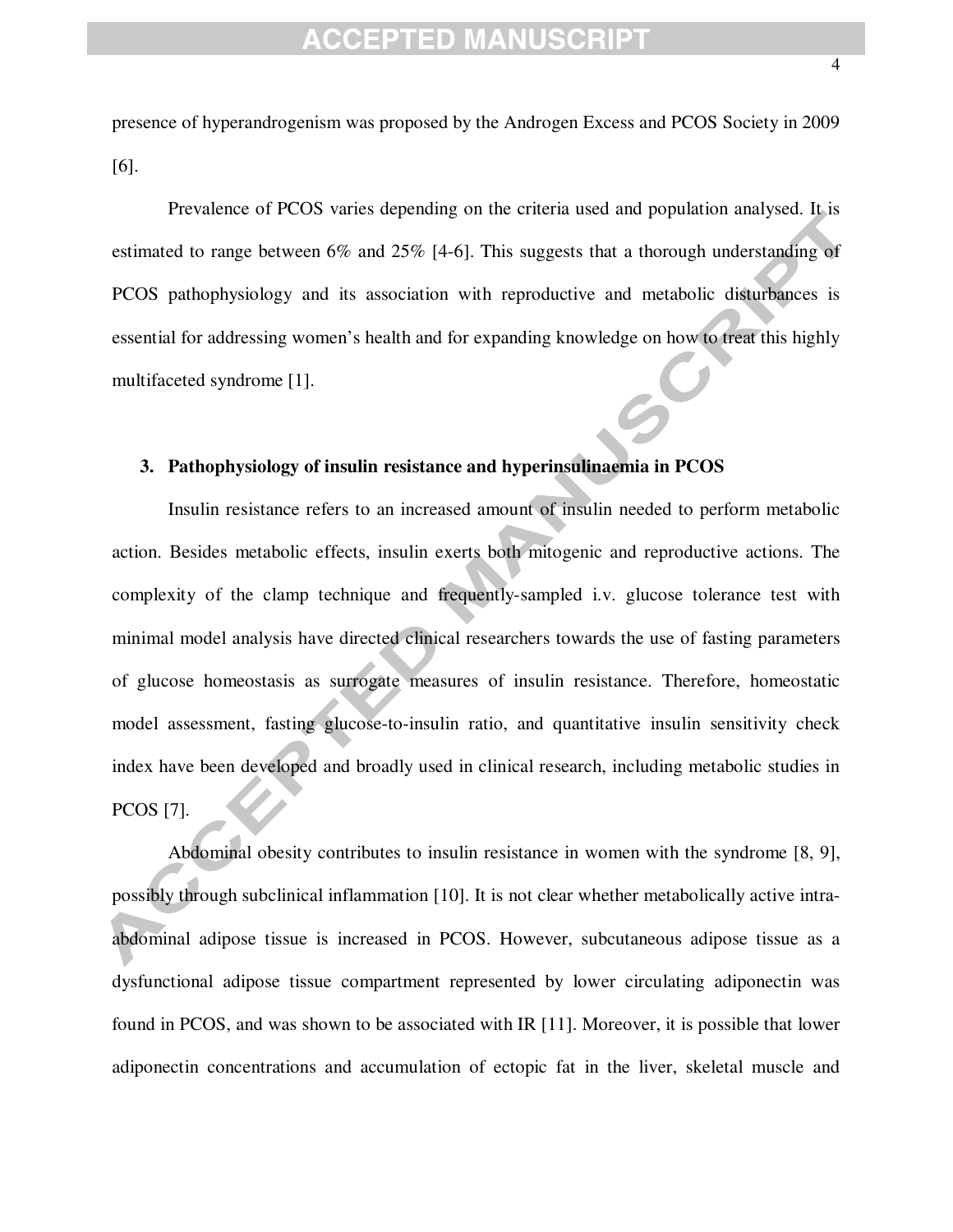presence of hyperandrogenism was proposed by the Androgen Excess and PCOS Society in 2009 [6].

Prevalence of PCOS varies depending on the criteria used and population analysed. It is estimated to range between 6% and 25% [4-6]. This suggests that a thorough understanding of PCOS pathophysiology and its association with reproductive and metabolic disturbances is essential for addressing women's health and for expanding knowledge on how to treat this highly multifaceted syndrome [1].

## 3. Pathophysiology of insulin resistance and hyperinsulinaemia in PCOS

Insulin resistance refers to an increased amount of insulin needed to perform metabolic action. Besides metabolic effects, insulin exerts both mitogenic and reproductive actions. The complexity of the clamp technique and frequently-sampled i.v. glucose tolerance test with minimal model analysis have directed clinical researchers towards the use of fasting parameters of glucose homeostasis as surrogate measures of insulin resistance. Therefore, homeostatic model assessment, fasting glucose-to-insulin ratio, and quantitative insulin sensitivity check index have been developed and broadly used in clinical research, including metabolic studies in PCOS [7].

Abdominal obesity contributes to insulin resistance in women with the syndrome [8, 9], possibly through subclinical inflammation [10]. It is not clear whether metabolically active intra-abdominal adipose tissue is increased in PCOS. However, subcutaneous adipose tissue as a dysfunctional adipose tissue compartment represented by lower circulating adiponectin was found in PCOS, and was shown to be associated with IR [11]. Moreover, it is possible that lower adiponectin concentrations and accumulation of ectopic fat in the liver, skeletal muscle and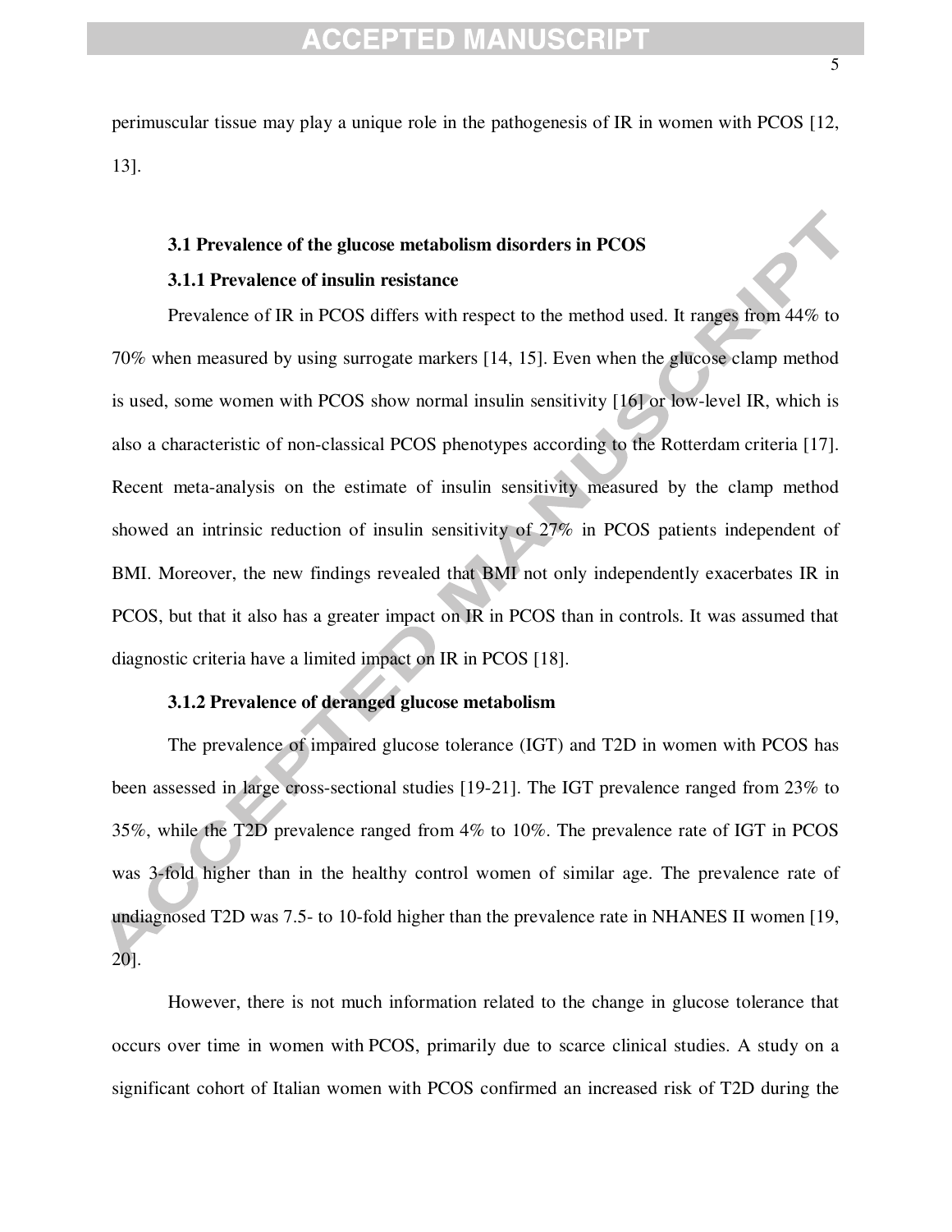perimuscular tissue may play a unique role in the pathogenesis of IR in women with PCOS [12, 13].

### 3.1 Prevalence of the glucose metabolism disorders in PCOS

#### 3.1.1 Prevalence of insulin resistance

Prevalence of IR in PCOS differs with respect to the method used. It ranges from 44% to 70% when measured by using surrogate markers [14, 15]. Even when the glucose clamp method is used, some women with PCOS show normal insulin sensitivity [16] or low-level IR, which is also a characteristic of non-classical PCOS phenotypes according to the Rotterdam criteria [17]. Recent meta-analysis on the estimate of insulin sensitivity measured by the clamp method showed an intrinsic reduction of insulin sensitivity of 27% in PCOS patients independent of BMI. Moreover, the new findings revealed that BMI not only independently exacerbates IR in PCOS, but that it also has a greater impact on IR in PCOS than in controls. It was assumed that diagnostic criteria have a limited impact on IR in PCOS [18].

#### 3.1.2 Prevalence of deranged glucose metabolism

The prevalence of impaired glucose tolerance (IGT) and T2D in women with PCOS has been assessed in large cross-sectional studies [19-21]. The IGT prevalence ranged from 23% to 35%, while the T2D prevalence ranged from 4% to 10%. The prevalence rate of IGT in PCOS was 3-fold higher than in the healthy control women of similar age. The prevalence rate of undiagnosed T2D was 7.5- to 10-fold higher than the prevalence rate in NHANES II women [19, 20].

However, there is not much information related to the change in glucose tolerance that occurs over time in women with PCOS, primarily due to scarce clinical studies. A study on a significant cohort of Italian women with PCOS confirmed an increased risk of T2D during the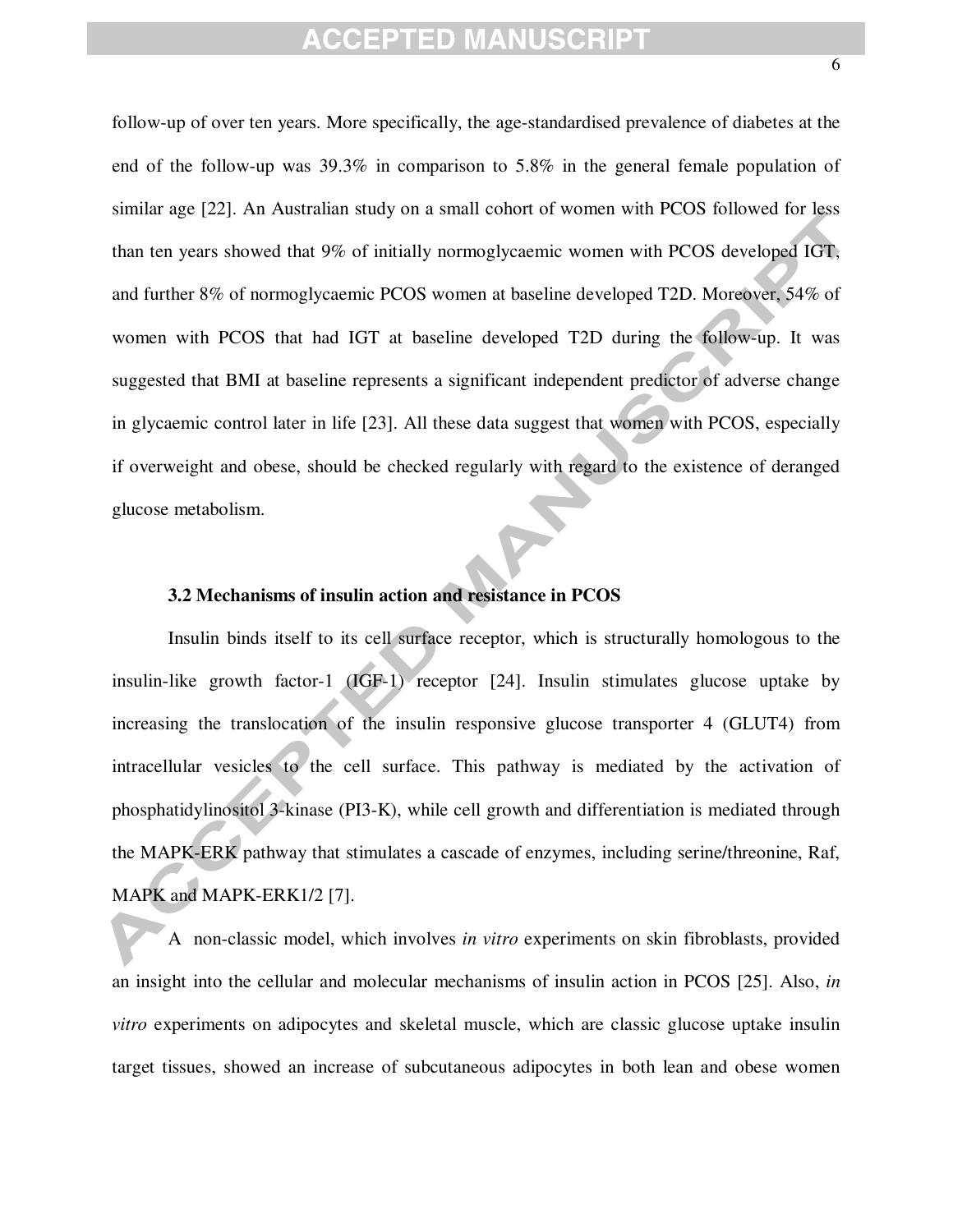follow-up of over ten years. More specifically, the age-standardised prevalence of diabetes at the end of the follow-up was 39.3% in comparison to 5.8% in the general female population of similar age [22]. An Australian study on a small cohort of women with PCOS followed for less than ten years showed that 9% of initially normoglycaemic women with PCOS developed IGT, and further 8% of normoglycaemic PCOS women at baseline developed T2D. Moreover, 54% of women with PCOS that had IGT at baseline developed T2D during the follow-up. It was suggested that BMI at baseline represents a significant independent predictor of adverse change in glycaemic control later in life [23]. All these data suggest that women with PCOS, especially if overweight and obese, should be checked regularly with regard to the existence of deranged glucose metabolism.

### 3.2 Mechanisms of insulin action and resistance in PCOS

Insulin binds itself to its cell surface receptor, which is structurally homologous to the insulin-like growth factor-1 (IGF-1) receptor [24]. Insulin stimulates glucose uptake by increasing the translocation of the insulin responsive glucose transporter 4 (GLUT4) from intracellular vesicles to the cell surface. This pathway is mediated by the activation of phosphatidylinositol 3-kinase (PI3-K), while cell growth and differentiation is mediated through the MAPK-ERK pathway that stimulates a cascade of enzymes, including serine/threonine, Raf, MAPK and MAPK-ERK1/2 [7].

A non-classic model, which involves *in vitro* experiments on skin fibroblasts, provided an insight into the cellular and molecular mechanisms of insulin action in PCOS [25]. Also, *in vitro* experiments on adipocytes and skeletal muscle, which are classic glucose uptake insulin target tissues, showed an increase of subcutaneous adipocytes in both lean and obese women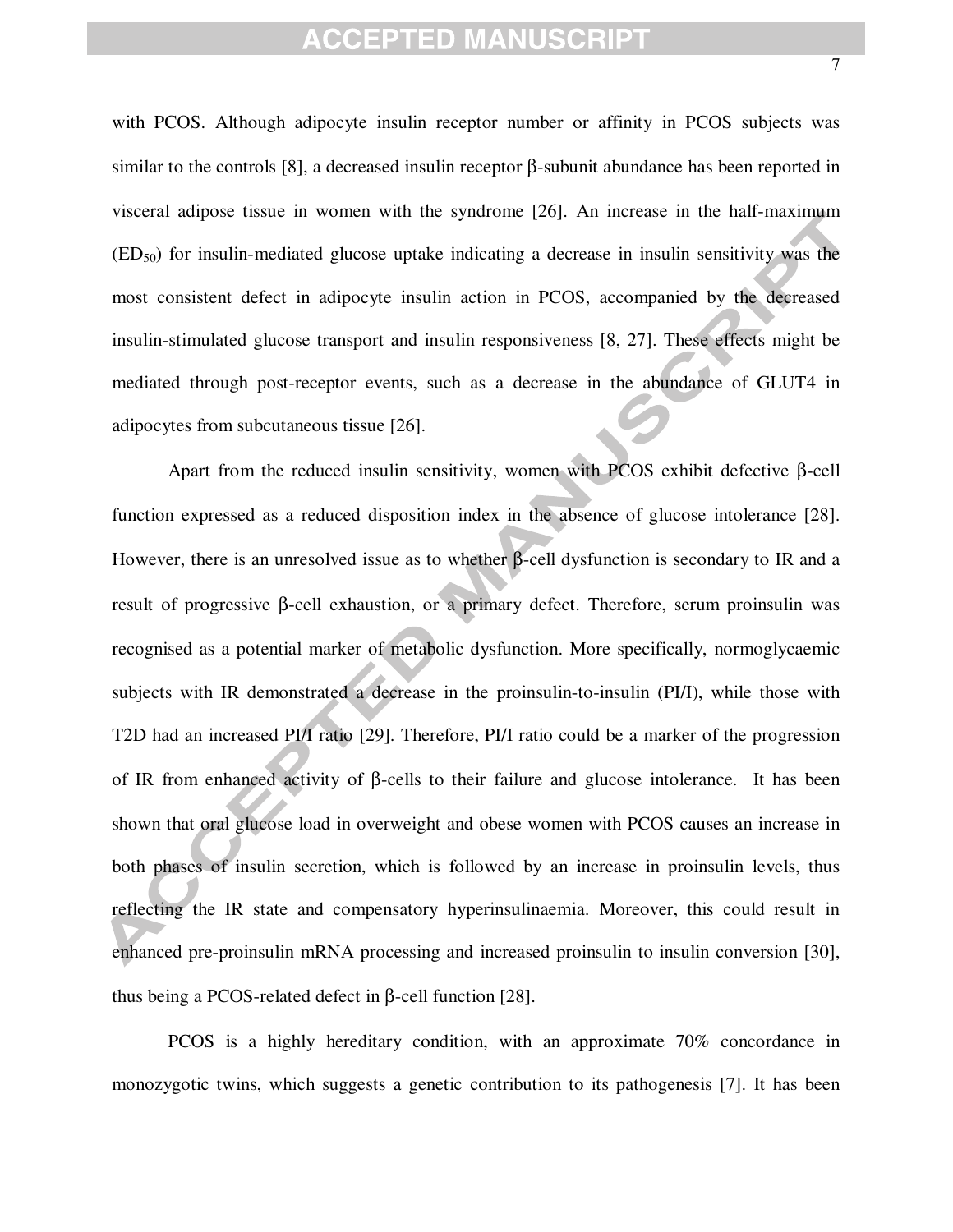with PCOS. Although adipocyte insulin receptor number or affinity in PCOS subjects was similar to the controls [8], a decreased insulin receptor β-subunit abundance has been reported in visceral adipose tissue in women with the syndrome [26]. An increase in the half-maximum ($ED_{50}$) for insulin-mediated glucose uptake indicating a decrease in insulin sensitivity was the most consistent defect in adipocyte insulin action in PCOS, accompanied by the decreased insulin-stimulated glucose transport and insulin responsiveness [8, 27]. These effects might be mediated through post-receptor events, such as a decrease in the abundance of GLUT4 in adipocytes from subcutaneous tissue [26].

Apart from the reduced insulin sensitivity, women with PCOS exhibit defective β-cell function expressed as a reduced disposition index in the absence of glucose intolerance [28]. However, there is an unresolved issue as to whether β-cell dysfunction is secondary to IR and a result of progressive β-cell exhaustion, or a primary defect. Therefore, serum proinsulin was recognised as a potential marker of metabolic dysfunction. More specifically, normoglycaemic subjects with IR demonstrated a decrease in the proinsulin-to-insulin (PI/I), while those with T2D had an increased PI/I ratio [29]. Therefore, PI/I ratio could be a marker of the progression of IR from enhanced activity of β-cells to their failure and glucose intolerance. It has been shown that oral glucose load in overweight and obese women with PCOS causes an increase in both phases of insulin secretion, which is followed by an increase in proinsulin levels, thus reflecting the IR state and compensatory hyperinsulinaemia. Moreover, this could result in enhanced pre-proinsulin mRNA processing and increased proinsulin to insulin conversion [30], thus being a PCOS-related defect in β-cell function [28].

PCOS is a highly hereditary condition, with an approximate 70% concordance in monozygotic twins, which suggests a genetic contribution to its pathogenesis [7]. It has been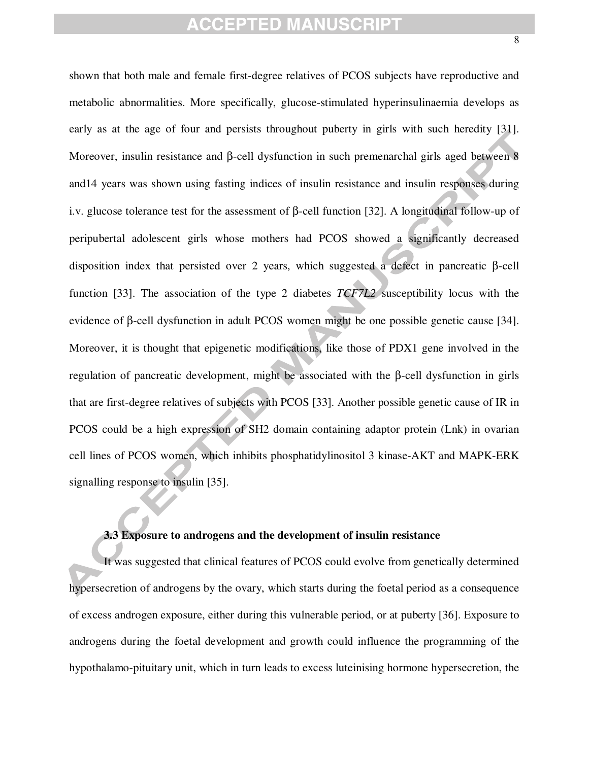shown that both male and female first-degree relatives of PCOS subjects have reproductive and metabolic abnormalities. More specifically, glucose-stimulated hyperinsulinaemia develops as early as at the age of four and persists throughout puberty in girls with such heredity [31]. Moreover, insulin resistance and β-cell dysfunction in such premenarchal girls aged between 8 and14 years was shown using fasting indices of insulin resistance and insulin responses during i.v. glucose tolerance test for the assessment of β-cell function [32]. A longitudinal follow-up of peripubertal adolescent girls whose mothers had PCOS showed a significantly decreased disposition index that persisted over 2 years, which suggested a defect in pancreatic β-cell function [33]. The association of the type 2 diabetes *TCF7L2* susceptibility locus with the evidence of β-cell dysfunction in adult PCOS women might be one possible genetic cause [34]. Moreover, it is thought that epigenetic modifications, like those of PDX1 gene involved in the regulation of pancreatic development, might be associated with the β-cell dysfunction in girls that are first-degree relatives of subjects with PCOS [33]. Another possible genetic cause of IR in PCOS could be a high expression of SH2 domain containing adaptor protein (Lnk) in ovarian cell lines of PCOS women, which inhibits phosphatidylinositol 3 kinase-AKT and MAPK-ERK signalling response to insulin [35].

### 3.3 Exposure to androgens and the development of insulin resistance

It was suggested that clinical features of PCOS could evolve from genetically determined hypersecretion of androgens by the ovary, which starts during the foetal period as a consequence of excess androgen exposure, either during this vulnerable period, or at puberty [36]. Exposure to androgens during the foetal development and growth could influence the programming of the hypothalamo-pituitary unit, which in turn leads to excess luteinising hormone hypersecretion, the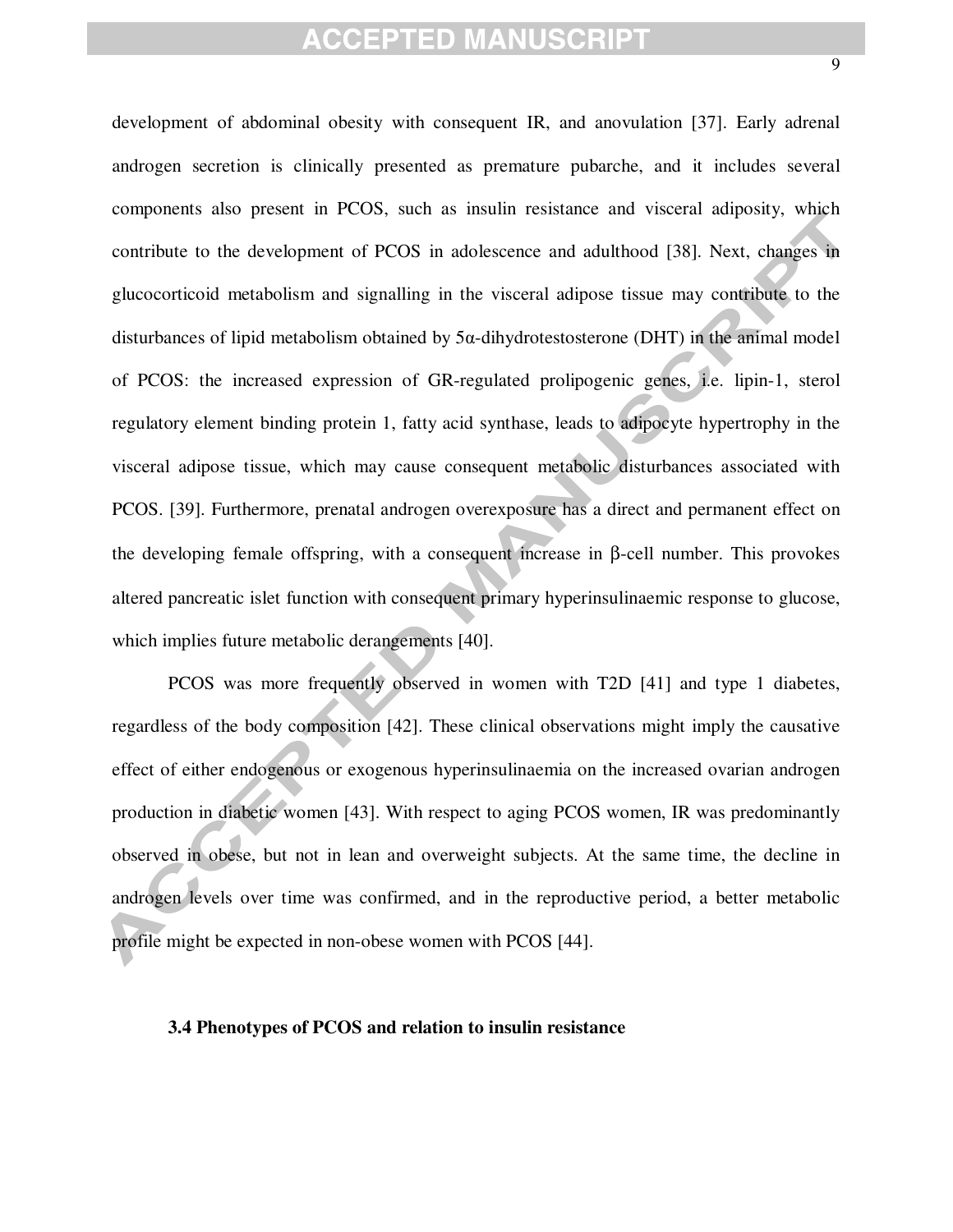development of abdominal obesity with consequent IR, and anovulation [37]. Early adrenal androgen secretion is clinically presented as premature pubarche, and it includes several components also present in PCOS, such as insulin resistance and visceral adiposity, which contribute to the development of PCOS in adolescence and adulthood [38]. Next, changes in glucocorticoid metabolism and signalling in the visceral adipose tissue may contribute to the disturbances of lipid metabolism obtained by 5α-dihydrotestosterone (DHT) in the animal model of PCOS: the increased expression of GR-regulated prolipogenic genes, i.e. lipin-1, sterol regulatory element binding protein 1, fatty acid synthase, leads to adipocyte hypertrophy in the visceral adipose tissue, which may cause consequent metabolic disturbances associated with PCOS. [39]. Furthermore, prenatal androgen overexposure has a direct and permanent effect on the developing female offspring, with a consequent increase in β-cell number. This provokes altered pancreatic islet function with consequent primary hyperinsulinaemic response to glucose, which implies future metabolic derangements [40].

PCOS was more frequently observed in women with T2D [41] and type 1 diabetes, regardless of the body composition [42]. These clinical observations might imply the causative effect of either endogenous or exogenous hyperinsulinaemia on the increased ovarian androgen production in diabetic women [43]. With respect to aging PCOS women, IR was predominantly observed in obese, but not in lean and overweight subjects. At the same time, the decline in androgen levels over time was confirmed, and in the reproductive period, a better metabolic profile might be expected in non-obese women with PCOS [44].

### 3.4 Phenotypes of PCOS and relation to insulin resistance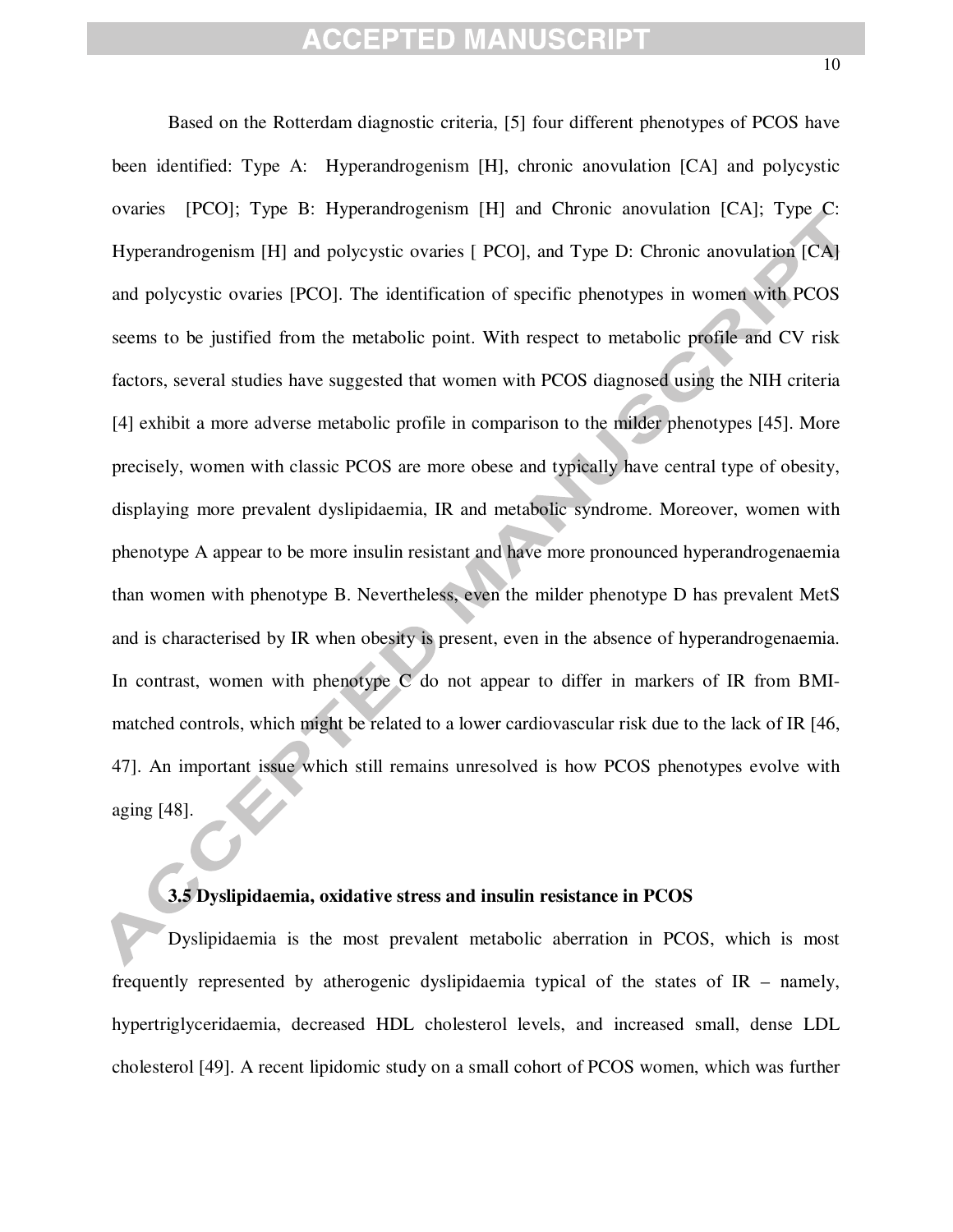Based on the Rotterdam diagnostic criteria, [5] four different phenotypes of PCOS have been identified: Type A: Hyperandrogenism [H], chronic anovulation [CA] and polycystic ovaries [PCO]; Type B: Hyperandrogenism [H] and Chronic anovulation [CA]; Type C: Hyperandrogenism [H] and polycystic ovaries [ PCO], and Type D: Chronic anovulation [CA] and polycystic ovaries [PCO]. The identification of specific phenotypes in women with PCOS seems to be justified from the metabolic point. With respect to metabolic profile and CV risk factors, several studies have suggested that women with PCOS diagnosed using the NIH criteria [4] exhibit a more adverse metabolic profile in comparison to the milder phenotypes [45]. More precisely, women with classic PCOS are more obese and typically have central type of obesity, displaying more prevalent dyslipidaemia, IR and metabolic syndrome. Moreover, women with phenotype A appear to be more insulin resistant and have more pronounced hyperandrogenaemia than women with phenotype B. Nevertheless, even the milder phenotype D has prevalent MetS and is characterised by IR when obesity is present, even in the absence of hyperandrogenaemia. In contrast, women with phenotype C do not appear to differ in markers of IR from BMI-matched controls, which might be related to a lower cardiovascular risk due to the lack of IR [46, 47]. An important issue which still remains unresolved is how PCOS phenotypes evolve with aging [48].

### 3.5 Dyslipidaemia, oxidative stress and insulin resistance in PCOS

Dyslipidaemia is the most prevalent metabolic aberration in PCOS, which is most frequently represented by atherogenic dyslipidaemia typical of the states of IR – namely, hypertriglyceridaemia, decreased HDL cholesterol levels, and increased small, dense LDL cholesterol [49]. A recent lipidomic study on a small cohort of PCOS women, which was further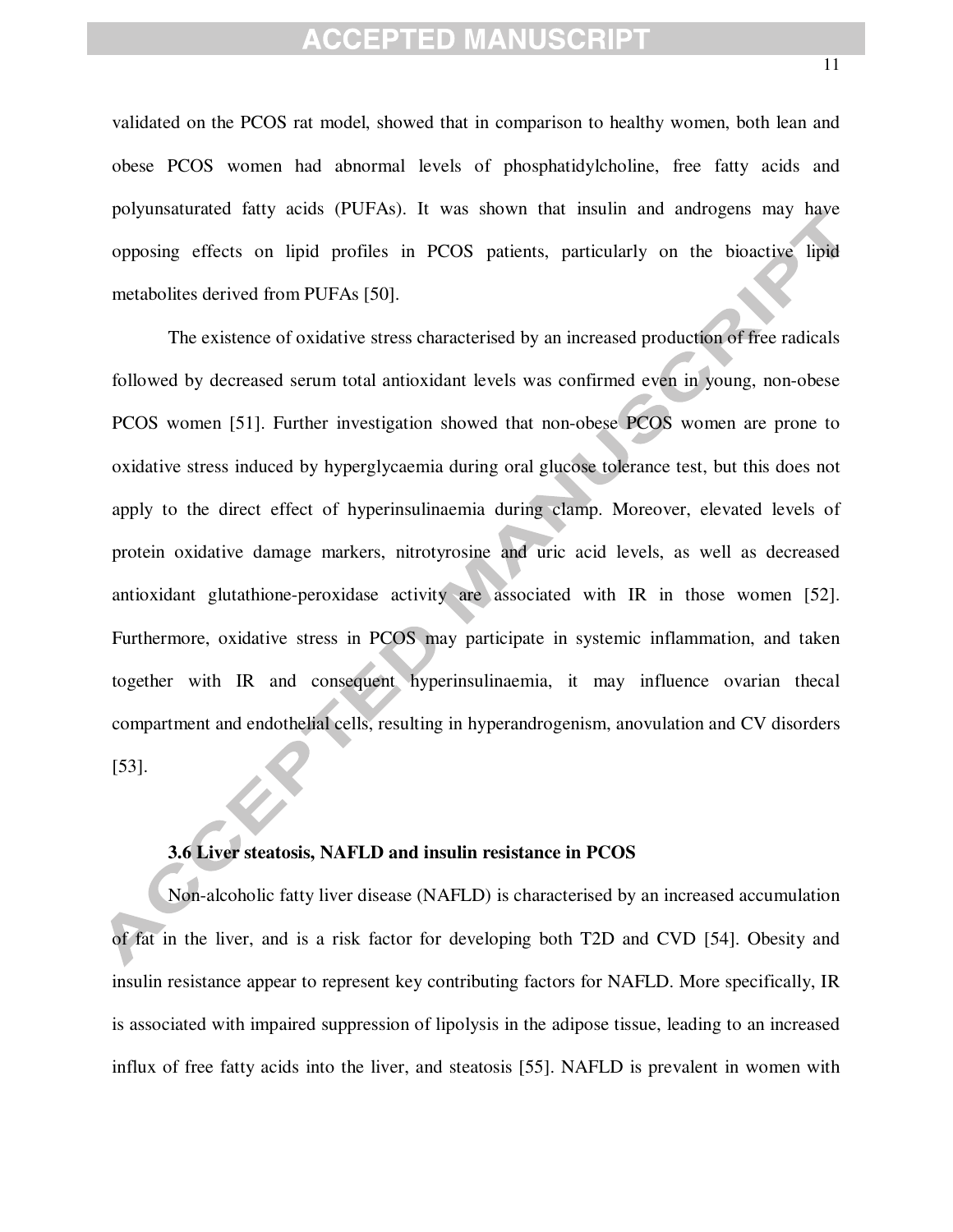validated on the PCOS rat model, showed that in comparison to healthy women, both lean and obese PCOS women had abnormal levels of phosphatidylcholine, free fatty acids and polyunsaturated fatty acids (PUFAs). It was shown that insulin and androgens may have opposing effects on lipid profiles in PCOS patients, particularly on the bioactive lipid metabolites derived from PUFAs [50].

The existence of oxidative stress characterised by an increased production of free radicals followed by decreased serum total antioxidant levels was confirmed even in young, non-obese PCOS women [51]. Further investigation showed that non-obese PCOS women are prone to oxidative stress induced by hyperglycaemia during oral glucose tolerance test, but this does not apply to the direct effect of hyperinsulinaemia during clamp. Moreover, elevated levels of protein oxidative damage markers, nitrotyrosine and uric acid levels, as well as decreased antioxidant glutathione-peroxidase activity are associated with IR in those women [52]. Furthermore, oxidative stress in PCOS may participate in systemic inflammation, and taken together with IR and consequent hyperinsulinaemia, it may influence ovarian thecal compartment and endothelial cells, resulting in hyperandrogenism, anovulation and CV disorders [53].

### 3.6 Liver steatosis, NAFLD and insulin resistance in PCOS

Non-alcoholic fatty liver disease (NAFLD) is characterised by an increased accumulation of fat in the liver, and is a risk factor for developing both T2D and CVD [54]. Obesity and insulin resistance appear to represent key contributing factors for NAFLD. More specifically, IR is associated with impaired suppression of lipolysis in the adipose tissue, leading to an increased influx of free fatty acids into the liver, and steatosis [55]. NAFLD is prevalent in women with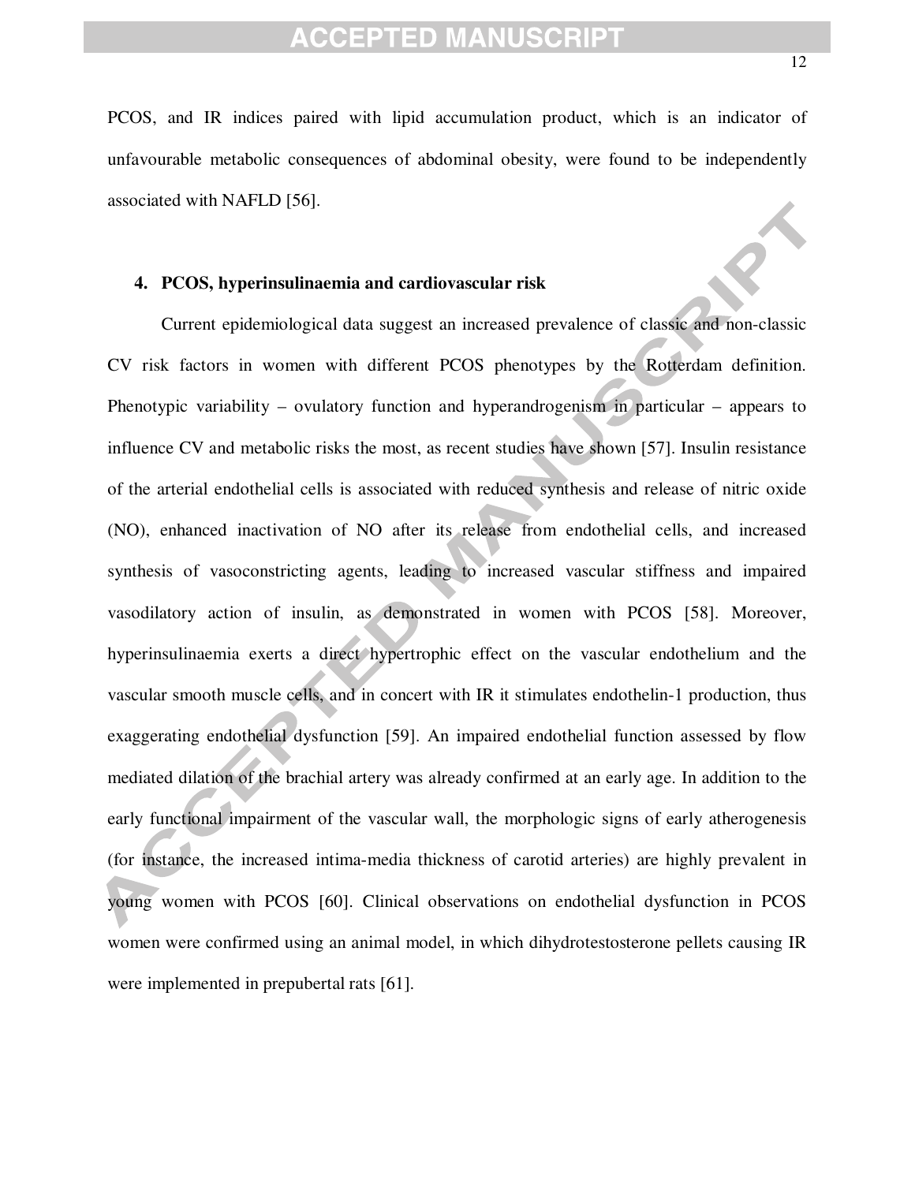PCOS, and IR indices paired with lipid accumulation product, which is an indicator of unfavourable metabolic consequences of abdominal obesity, were found to be independently associated with NAFLD [56].

## 4. PCOS, hyperinsulinaemia and cardiovascular risk

Current epidemiological data suggest an increased prevalence of classic and non-classic CV risk factors in women with different PCOS phenotypes by the Rotterdam definition. Phenotypic variability – ovulatory function and hyperandrogenism in particular – appears to influence CV and metabolic risks the most, as recent studies have shown [57]. Insulin resistance of the arterial endothelial cells is associated with reduced synthesis and release of nitric oxide (NO), enhanced inactivation of NO after its release from endothelial cells, and increased synthesis of vasoconstricting agents, leading to increased vascular stiffness and impaired vasodilatory action of insulin, as demonstrated in women with PCOS [58]. Moreover, hyperinsulinaemia exerts a direct hypertrophic effect on the vascular endothelium and the vascular smooth muscle cells, and in concert with IR it stimulates endothelin-1 production, thus exaggerating endothelial dysfunction [59]. An impaired endothelial function assessed by flow mediated dilation of the brachial artery was already confirmed at an early age. In addition to the early functional impairment of the vascular wall, the morphologic signs of early atherogenesis (for instance, the increased intima-media thickness of carotid arteries) are highly prevalent in young women with PCOS [60]. Clinical observations on endothelial dysfunction in PCOS women were confirmed using an animal model, in which dihydrotestosterone pellets causing IR were implemented in prepubertal rats [61].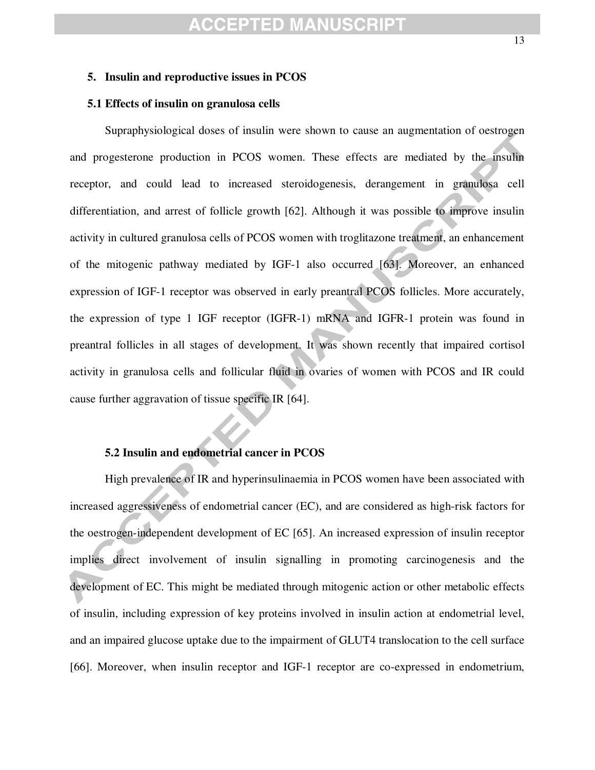## 5. Insulin and reproductive issues in PCOS

### 5.1 Effects of insulin on granulosa cells

Supraphysiological doses of insulin were shown to cause an augmentation of oestrogen and progesterone production in PCOS women. These effects are mediated by the insulin receptor, and could lead to increased steroidogenesis, derangement in granulosa cell differentiation, and arrest of follicle growth [62]. Although it was possible to improve insulin activity in cultured granulosa cells of PCOS women with troglitazone treatment, an enhancement of the mitogenic pathway mediated by IGF-1 also occurred [63]. Moreover, an enhanced expression of IGF-1 receptor was observed in early preantral PCOS follicles. More accurately, the expression of type 1 IGF receptor (IGFR-1) mRNA and IGFR-1 protein was found in preantral follicles in all stages of development. It was shown recently that impaired cortisol activity in granulosa cells and follicular fluid in ovaries of women with PCOS and IR could cause further aggravation of tissue specific IR [64].

### 5.2 Insulin and endometrial cancer in PCOS

High prevalence of IR and hyperinsulinaemia in PCOS women have been associated with increased aggressiveness of endometrial cancer (EC), and are considered as high-risk factors for the oestrogen-independent development of EC [65]. An increased expression of insulin receptor implies direct involvement of insulin signalling in promoting carcinogenesis and the development of EC. This might be mediated through mitogenic action or other metabolic effects of insulin, including expression of key proteins involved in insulin action at endometrial level, and an impaired glucose uptake due to the impairment of GLUT4 translocation to the cell surface [66]. Moreover, when insulin receptor and IGF-1 receptor are co-expressed in endometrium,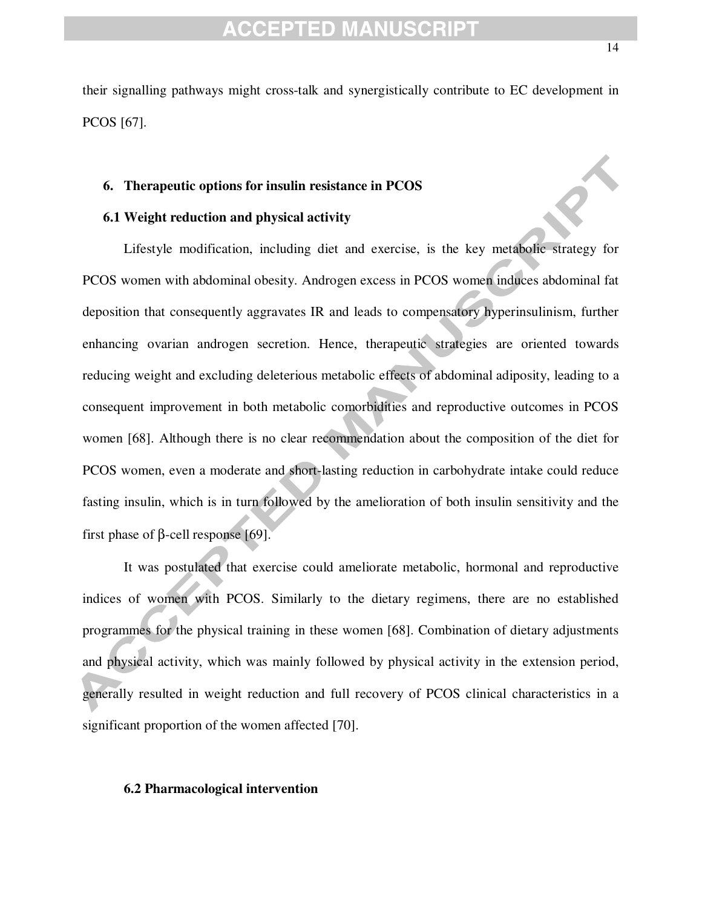their signalling pathways might cross-talk and synergistically contribute to EC development in PCOS [67].

## 6. Therapeutic options for insulin resistance in PCOS

### 6.1 Weight reduction and physical activity

Lifestyle modification, including diet and exercise, is the key metabolic strategy for PCOS women with abdominal obesity. Androgen excess in PCOS women induces abdominal fat deposition that consequently aggravates IR and leads to compensatory hyperinsulinism, further enhancing ovarian androgen secretion. Hence, therapeutic strategies are oriented towards reducing weight and excluding deleterious metabolic effects of abdominal adiposity, leading to a consequent improvement in both metabolic comorbidities and reproductive outcomes in PCOS women [68]. Although there is no clear recommendation about the composition of the diet for PCOS women, even a moderate and short-lasting reduction in carbohydrate intake could reduce fasting insulin, which is in turn followed by the amelioration of both insulin sensitivity and the first phase of β-cell response [69].

It was postulated that exercise could ameliorate metabolic, hormonal and reproductive indices of women with PCOS. Similarly to the dietary regimens, there are no established programmes for the physical training in these women [68]. Combination of dietary adjustments and physical activity, which was mainly followed by physical activity in the extension period, generally resulted in weight reduction and full recovery of PCOS clinical characteristics in a significant proportion of the women affected [70].

### 6.2 Pharmacological intervention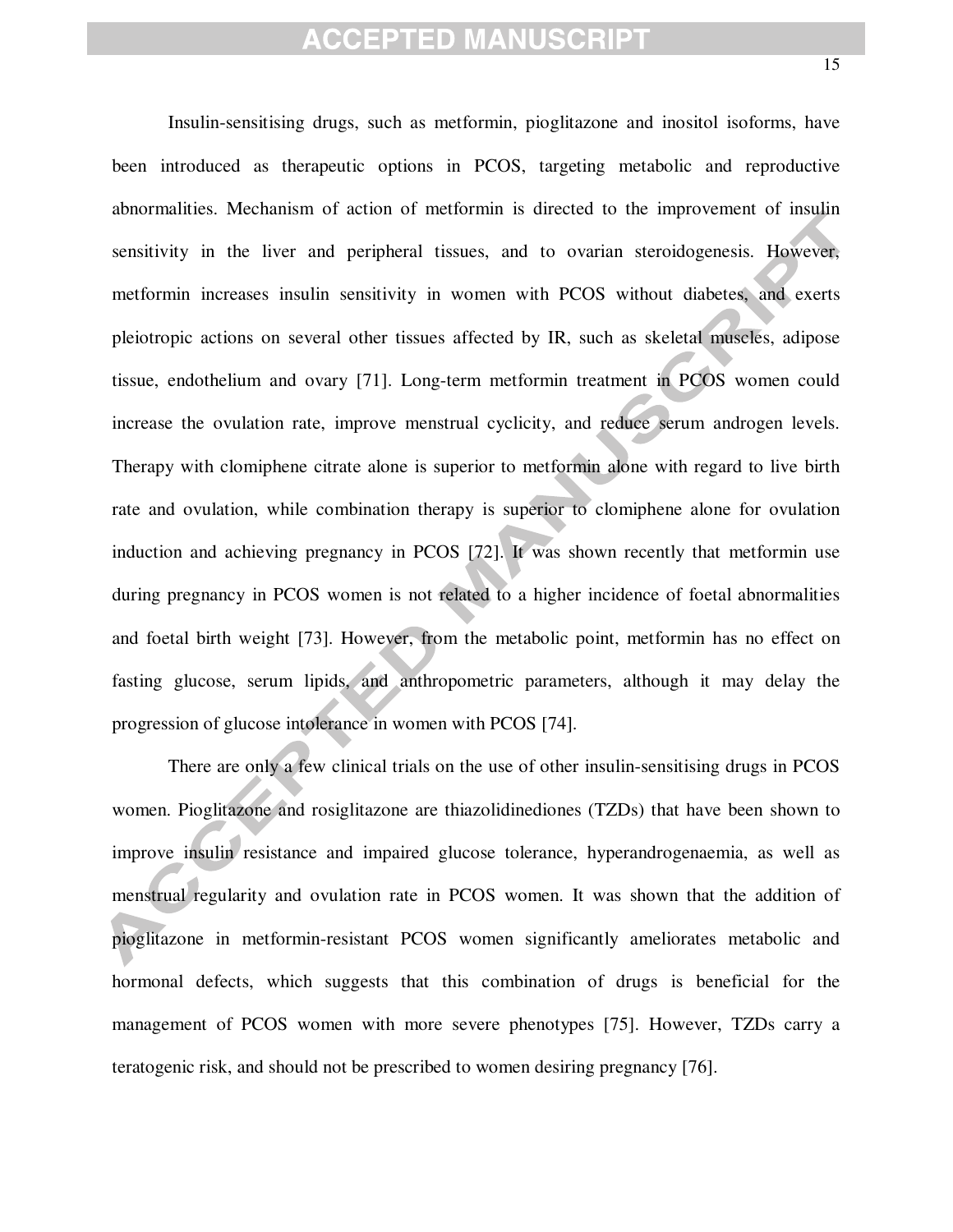Insulin-sensitising drugs, such as metformin, pioglitazone and inositol isoforms, have been introduced as therapeutic options in PCOS, targeting metabolic and reproductive abnormalities. Mechanism of action of metformin is directed to the improvement of insulin sensitivity in the liver and peripheral tissues, and to ovarian steroidogenesis. However, metformin increases insulin sensitivity in women with PCOS without diabetes, and exerts pleiotropic actions on several other tissues affected by IR, such as skeletal muscles, adipose tissue, endothelium and ovary [71]. Long-term metformin treatment in PCOS women could increase the ovulation rate, improve menstrual cyclicity, and reduce serum androgen levels. Therapy with clomiphene citrate alone is superior to metformin alone with regard to live birth rate and ovulation, while combination therapy is superior to clomiphene alone for ovulation induction and achieving pregnancy in PCOS [72]. It was shown recently that metformin use during pregnancy in PCOS women is not related to a higher incidence of foetal abnormalities and foetal birth weight [73]. However, from the metabolic point, metformin has no effect on fasting glucose, serum lipids, and anthropometric parameters, although it may delay the progression of glucose intolerance in women with PCOS [74].

There are only a few clinical trials on the use of other insulin-sensitising drugs in PCOS women. Pioglitazone and rosiglitazone are thiazolidinediones (TZDs) that have been shown to improve insulin resistance and impaired glucose tolerance, hyperandrogenaemia, as well as menstrual regularity and ovulation rate in PCOS women. It was shown that the addition of pioglitazone in metformin-resistant PCOS women significantly ameliorates metabolic and hormonal defects, which suggests that this combination of drugs is beneficial for the management of PCOS women with more severe phenotypes [75]. However, TZDs carry a teratogenic risk, and should not be prescribed to women desiring pregnancy [76].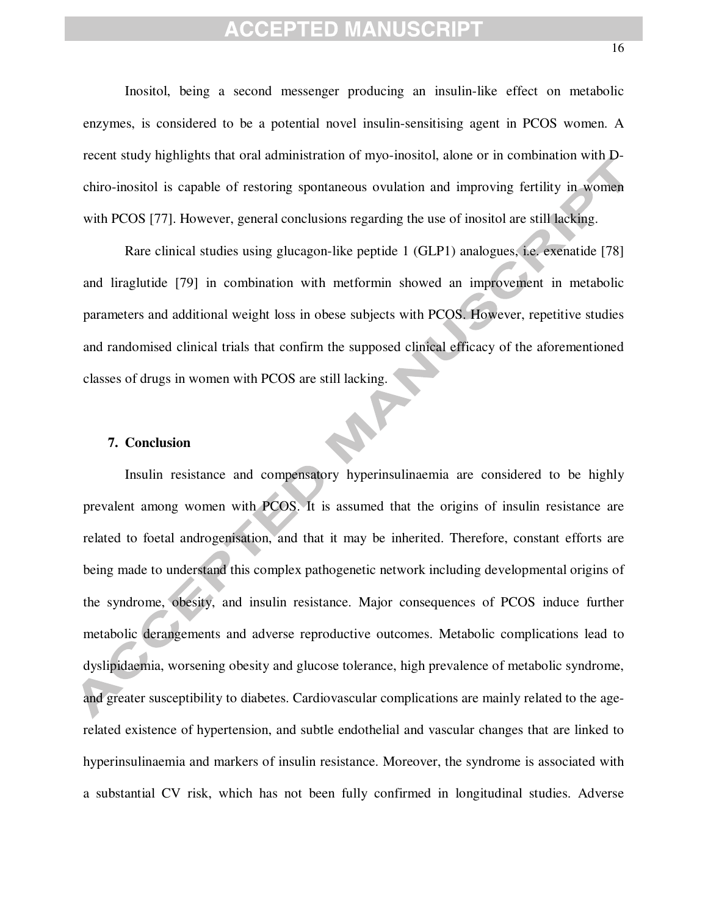Inositol, being a second messenger producing an insulin-like effect on metabolic enzymes, is considered to be a potential novel insulin-sensitising agent in PCOS women. A recent study highlights that oral administration of myo-inositol, alone or in combination with D-chiro-inositol is capable of restoring spontaneous ovulation and improving fertility in women with PCOS [77]. However, general conclusions regarding the use of inositol are still lacking.

Rare clinical studies using glucagon-like peptide 1 (GLP1) analogues, i.e. exenatide [78] and liraglutide [79] in combination with metformin showed an improvement in metabolic parameters and additional weight loss in obese subjects with PCOS. However, repetitive studies and randomised clinical trials that confirm the supposed clinical efficacy of the aforementioned classes of drugs in women with PCOS are still lacking.

## 7. Conclusion

Insulin resistance and compensatory hyperinsulinaemia are considered to be highly prevalent among women with PCOS. It is assumed that the origins of insulin resistance are related to foetal androgenisation, and that it may be inherited. Therefore, constant efforts are being made to understand this complex pathogenetic network including developmental origins of the syndrome, obesity, and insulin resistance. Major consequences of PCOS induce further metabolic derangements and adverse reproductive outcomes. Metabolic complications lead to dyslipidaemia, worsening obesity and glucose tolerance, high prevalence of metabolic syndrome, and greater susceptibility to diabetes. Cardiovascular complications are mainly related to the age-related existence of hypertension, and subtle endothelial and vascular changes that are linked to hyperinsulinaemia and markers of insulin resistance. Moreover, the syndrome is associated with a substantial CV risk, which has not been fully confirmed in longitudinal studies. Adverse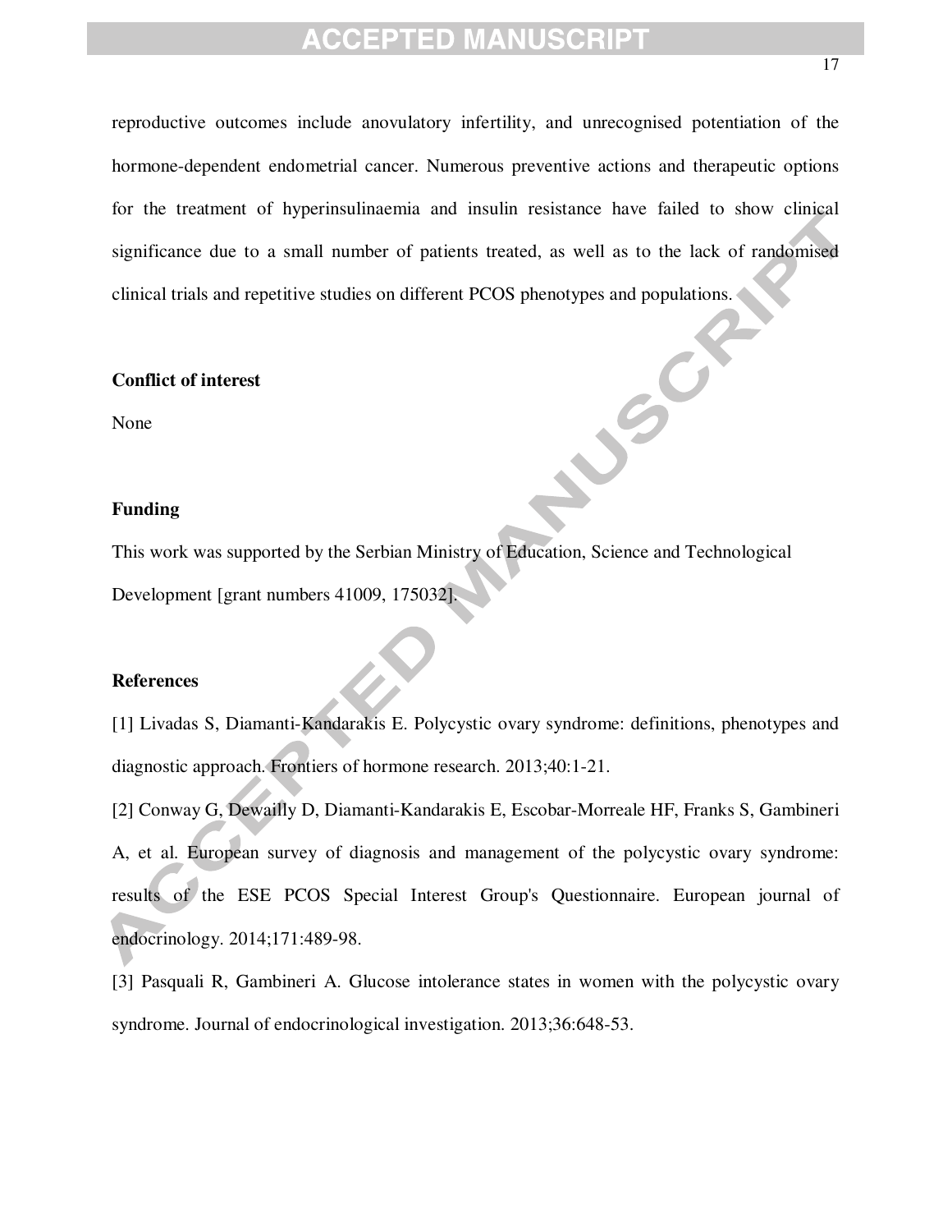reproductive outcomes include anovulatory infertility, and unrecognised potentiation of the hormone-dependent endometrial cancer. Numerous preventive actions and therapeutic options for the treatment of hyperinsulinaemia and insulin resistance have failed to show clinical significance due to a small number of patients treated, as well as to the lack of randomised clinical trials and repetitive studies on different PCOS phenotypes and populations.

**Conflict of interest**

None

**Funding**

This work was supported by the Serbian Ministry of Education, Science and Technological Development [grant numbers 41009, 175032].

**References**

[1] Livadas S, Diamanti-Kandarakis E. Polycystic ovary syndrome: definitions, phenotypes and diagnostic approach. Frontiers of hormone research. 2013;40:1-21.

[2] Conway G, Dewailly D, Diamanti-Kandarakis E, Escobar-Morreale HF, Franks S, Gambineri A, et al. European survey of diagnosis and management of the polycystic ovary syndrome: results of the ESE PCOS Special Interest Group's Questionnaire. European journal of endocrinology. 2014;171:489-98.

[3] Pasquali R, Gambineri A. Glucose intolerance states in women with the polycystic ovary syndrome. Journal of endocrinological investigation. 2013;36:648-53.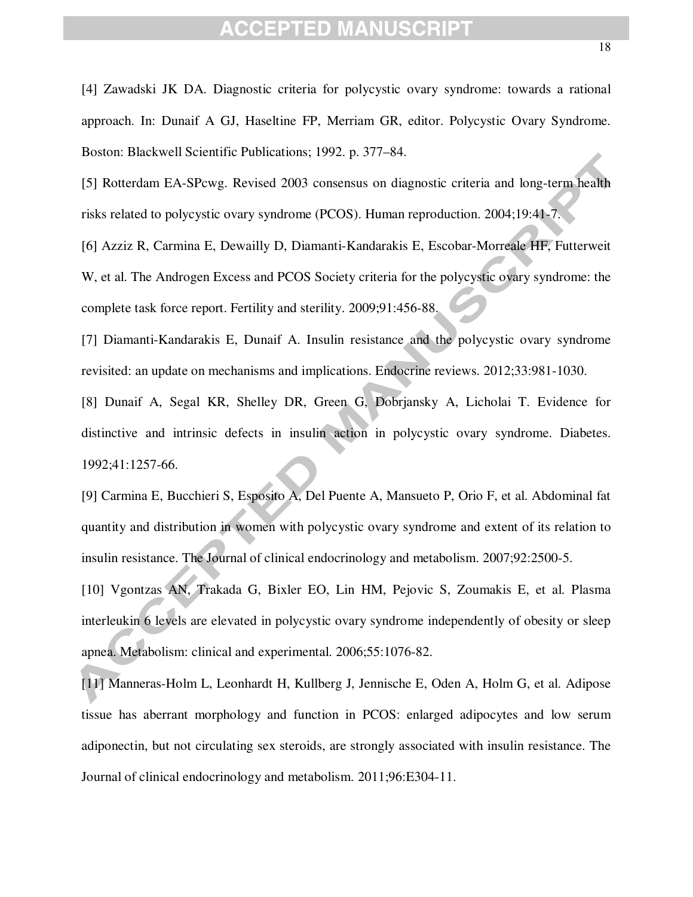[4] Zawadski JK DA. Diagnostic criteria for polycystic ovary syndrome: towards a rational approach. In: Dunaif A GJ, Haseltine FP, Merriam GR, editor. Polycystic Ovary Syndrome. Boston: Blackwell Scientific Publications; 1992. p. 377–84.

[5] Rotterdam EA-SPcwg. Revised 2003 consensus on diagnostic criteria and long-term health risks related to polycystic ovary syndrome (PCOS). Human reproduction. 2004;19:41-7.

[6] Azziz R, Carmina E, Dewailly D, Diamanti-Kandarakis E, Escobar-Morreale HF, Futterweit W, et al. The Androgen Excess and PCOS Society criteria for the polycystic ovary syndrome: the complete task force report. Fertility and sterility. 2009;91:456-88.

[7] Diamanti-Kandarakis E, Dunaif A. Insulin resistance and the polycystic ovary syndrome revisited: an update on mechanisms and implications. Endocrine reviews. 2012;33:981-1030.

[8] Dunaif A, Segal KR, Shelley DR, Green G, Dobrjansky A, Licholai T. Evidence for distinctive and intrinsic defects in insulin action in polycystic ovary syndrome. Diabetes. 1992;41:1257-66.

[9] Carmina E, Bucchieri S, Esposito A, Del Puente A, Mansueto P, Orio F, et al. Abdominal fat quantity and distribution in women with polycystic ovary syndrome and extent of its relation to insulin resistance. The Journal of clinical endocrinology and metabolism. 2007;92:2500-5.

[10] Vgontzas AN, Trakada G, Bixler EO, Lin HM, Pejovic S, Zoumakis E, et al. Plasma interleukin 6 levels are elevated in polycystic ovary syndrome independently of obesity or sleep apnea. Metabolism: clinical and experimental. 2006;55:1076-82.

[11] Manneras-Holm L, Leonhardt H, Kullberg J, Jennische E, Oden A, Holm G, et al. Adipose tissue has aberrant morphology and function in PCOS: enlarged adipocytes and low serum adiponectin, but not circulating sex steroids, are strongly associated with insulin resistance. The Journal of clinical endocrinology and metabolism. 2011;96:E304-11.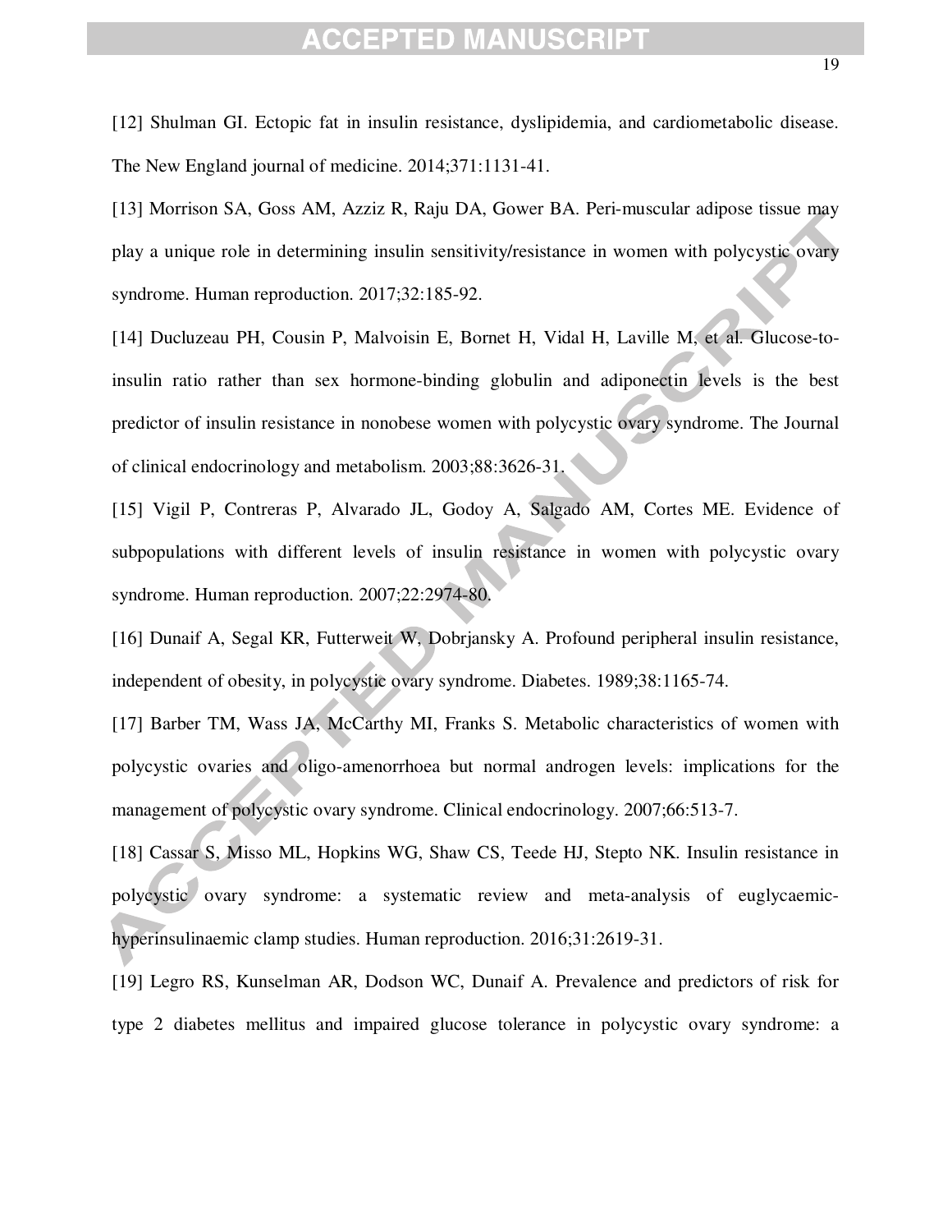[12] Shulman GI. Ectopic fat in insulin resistance, dyslipidemia, and cardiometabolic disease. The New England journal of medicine. 2014;371:1131-41.

[13] Morrison SA, Goss AM, Azziz R, Raju DA, Gower BA. Peri-muscular adipose tissue may play a unique role in determining insulin sensitivity/resistance in women with polycystic ovary syndrome. Human reproduction. 2017;32:185-92.

[14] Ducluzeau PH, Cousin P, Malvoisin E, Bornet H, Vidal H, Laville M, et al. Glucose-to-insulin ratio rather than sex hormone-binding globulin and adiponectin levels is the best predictor of insulin resistance in nonobese women with polycystic ovary syndrome. The Journal of clinical endocrinology and metabolism. 2003;88:3626-31.

[15] Vigil P, Contreras P, Alvarado JL, Godoy A, Salgado AM, Cortes ME. Evidence of subpopulations with different levels of insulin resistance in women with polycystic ovary syndrome. Human reproduction. 2007;22:2974-80.

[16] Dunaif A, Segal KR, Futterweit W, Dobrjansky A. Profound peripheral insulin resistance, independent of obesity, in polycystic ovary syndrome. Diabetes. 1989;38:1165-74.

[17] Barber TM, Wass JA, McCarthy MI, Franks S. Metabolic characteristics of women with polycystic ovaries and oligo-amenorrhoea but normal androgen levels: implications for the management of polycystic ovary syndrome. Clinical endocrinology. 2007;66:513-7.

[18] Cassar S, Misso ML, Hopkins WG, Shaw CS, Teede HJ, Stepto NK. Insulin resistance in polycystic ovary syndrome: a systematic review and meta-analysis of euglycaemic-hyperinsulinaemic clamp studies. Human reproduction. 2016;31:2619-31.

[19] Legro RS, Kunselman AR, Dodson WC, Dunaif A. Prevalence and predictors of risk for type 2 diabetes mellitus and impaired glucose tolerance in polycystic ovary syndrome: a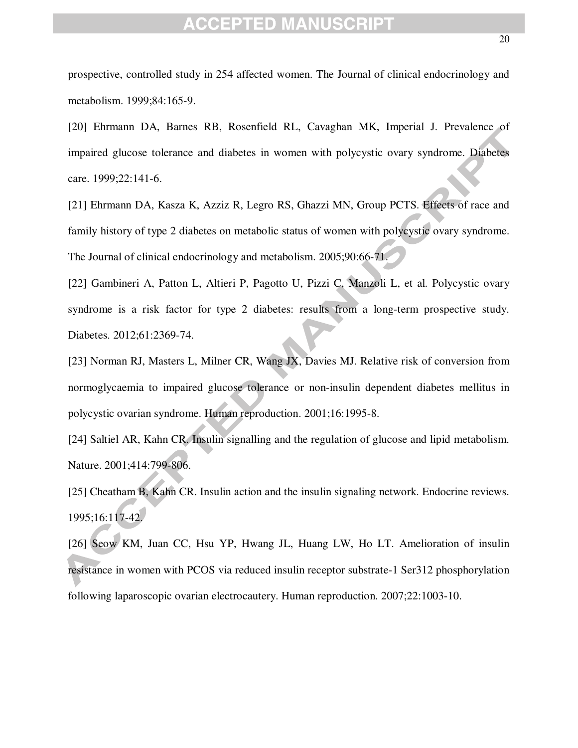prospective, controlled study in 254 affected women. The Journal of clinical endocrinology and metabolism. 1999;84:165-9.

[20] Ehrmann DA, Barnes RB, Rosenfield RL, Cavaghan MK, Imperial J. Prevalence of impaired glucose tolerance and diabetes in women with polycystic ovary syndrome. Diabetes care. 1999;22:141-6.

[21] Ehrmann DA, Kasza K, Azziz R, Legro RS, Ghazzi MN, Group PCTS. Effects of race and family history of type 2 diabetes on metabolic status of women with polycystic ovary syndrome. The Journal of clinical endocrinology and metabolism. 2005;90:66-71.

[22] Gambineri A, Patton L, Altieri P, Pagotto U, Pizzi C, Manzoli L, et al. Polycystic ovary syndrome is a risk factor for type 2 diabetes: results from a long-term prospective study. Diabetes. 2012;61:2369-74.

[23] Norman RJ, Masters L, Milner CR, Wang JX, Davies MJ. Relative risk of conversion from normoglycaemia to impaired glucose tolerance or non-insulin dependent diabetes mellitus in polycystic ovarian syndrome. Human reproduction. 2001;16:1995-8.

[24] Saltiel AR, Kahn CR. Insulin signalling and the regulation of glucose and lipid metabolism. Nature. 2001;414:799-806.

[25] Cheatham B, Kahn CR. Insulin action and the insulin signaling network. Endocrine reviews. 1995;16:117-42.

[26] Seow KM, Juan CC, Hsu YP, Hwang JL, Huang LW, Ho LT. Amelioration of insulin resistance in women with PCOS via reduced insulin receptor substrate-1 Ser312 phosphorylation following laparoscopic ovarian electrocautery. Human reproduction. 2007;22:1003-10.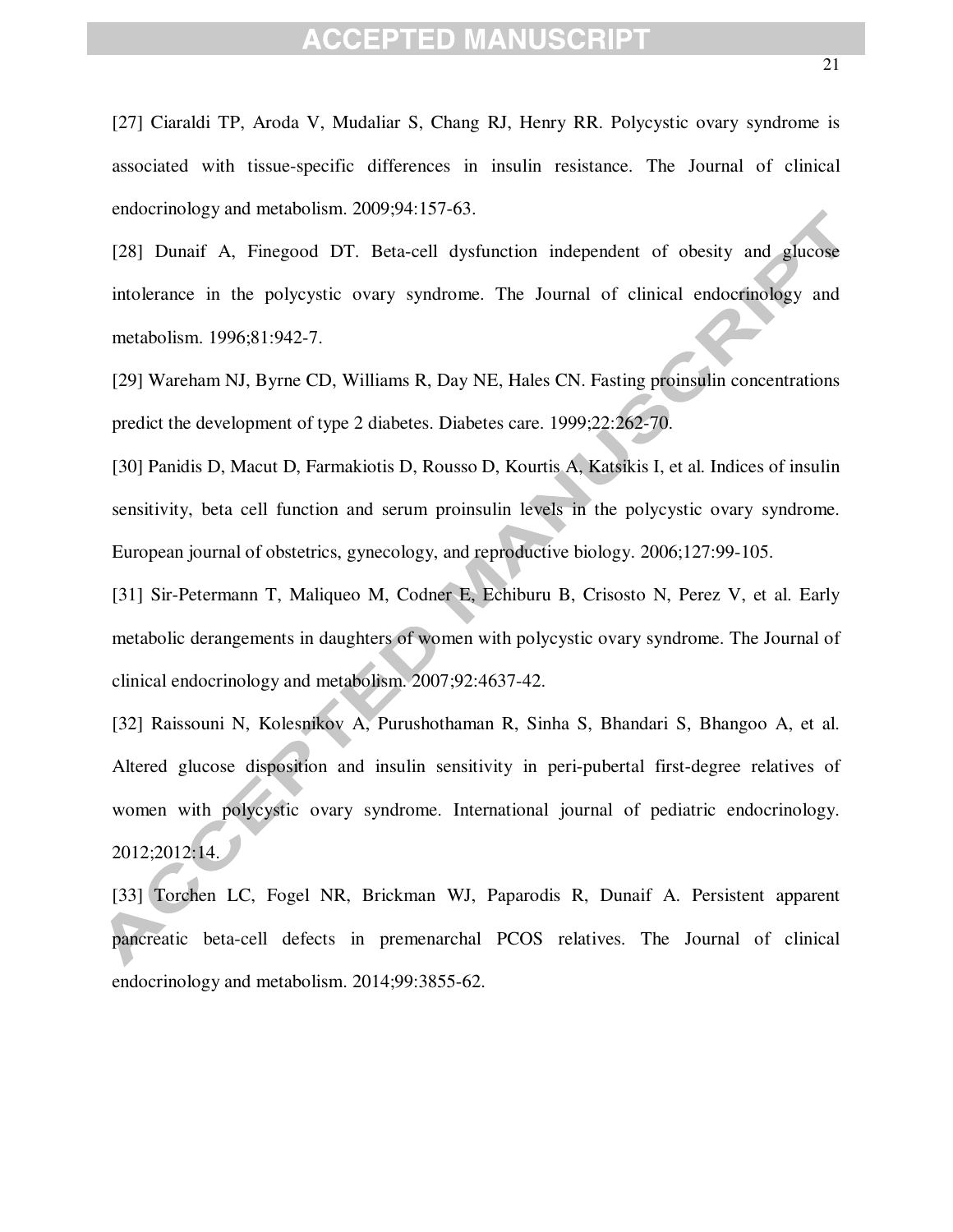[27] Ciaraldi TP, Aroda V, Mudaliar S, Chang RJ, Henry RR. Polycystic ovary syndrome is associated with tissue-specific differences in insulin resistance. The Journal of clinical endocrinology and metabolism. 2009;94:157-63.

[28] Dunaif A, Finegood DT. Beta-cell dysfunction independent of obesity and glucose intolerance in the polycystic ovary syndrome. The Journal of clinical endocrinology and metabolism. 1996;81:942-7.

[29] Wareham NJ, Byrne CD, Williams R, Day NE, Hales CN. Fasting proinsulin concentrations predict the development of type 2 diabetes. Diabetes care. 1999;22:262-70.

[30] Panidis D, Macut D, Farmakiotis D, Rousso D, Kourtis A, Katsikis I, et al. Indices of insulin sensitivity, beta cell function and serum proinsulin levels in the polycystic ovary syndrome. European journal of obstetrics, gynecology, and reproductive biology. 2006;127:99-105.

[31] Sir-Petermann T, Maliqueo M, Codner E, Echiburu B, Crisosto N, Perez V, et al. Early metabolic derangements in daughters of women with polycystic ovary syndrome. The Journal of clinical endocrinology and metabolism. 2007;92:4637-42.

[32] Raissouni N, Kolesnikov A, Purushothaman R, Sinha S, Bhandari S, Bhangoo A, et al. Altered glucose disposition and insulin sensitivity in peri-pubertal first-degree relatives of women with polycystic ovary syndrome. International journal of pediatric endocrinology. 2012;2012:14.

[33] Torchen LC, Fogel NR, Brickman WJ, Paparodis R, Dunaif A. Persistent apparent pancreatic beta-cell defects in premenarchal PCOS relatives. The Journal of clinical endocrinology and metabolism. 2014;99:3855-62.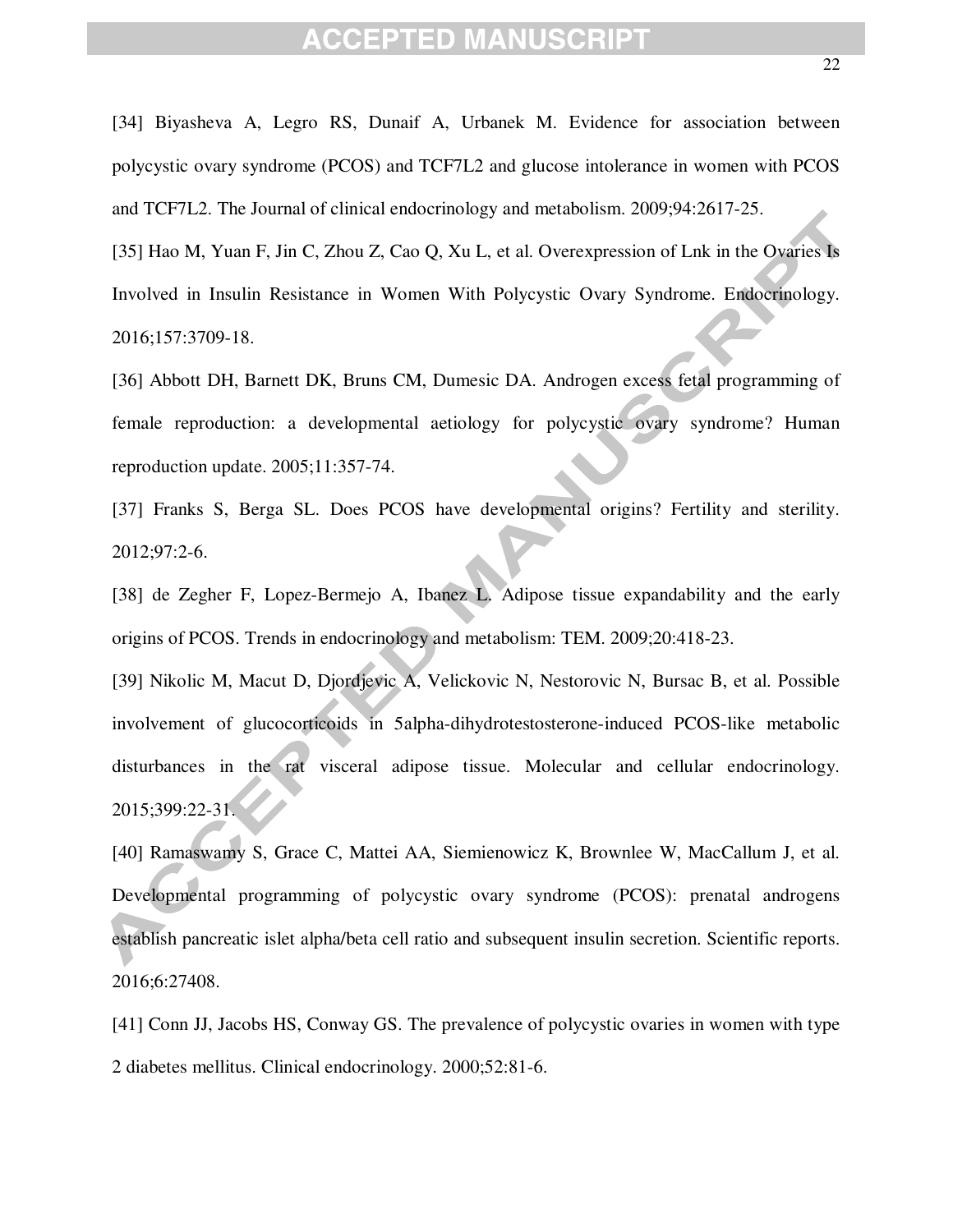[34] Biyasheva A, Legro RS, Dunaif A, Urbanek M. Evidence for association between polycystic ovary syndrome (PCOS) and TCF7L2 and glucose intolerance in women with PCOS and TCF7L2. The Journal of clinical endocrinology and metabolism. 2009;94:2617-25.

[35] Hao M, Yuan F, Jin C, Zhou Z, Cao Q, Xu L, et al. Overexpression of Lnk in the Ovaries Is Involved in Insulin Resistance in Women With Polycystic Ovary Syndrome. Endocrinology. 2016;157:3709-18.

[36] Abbott DH, Barnett DK, Bruns CM, Dumesic DA. Androgen excess fetal programming of female reproduction: a developmental aetiology for polycystic ovary syndrome? Human reproduction update. 2005;11:357-74.

[37] Franks S, Berga SL. Does PCOS have developmental origins? Fertility and sterility. 2012;97:2-6.

[38] de Zegher F, Lopez-Bermejo A, Ibanez L. Adipose tissue expandability and the early origins of PCOS. Trends in endocrinology and metabolism: TEM. 2009;20:418-23.

[39] Nikolic M, Macut D, Djordjevic A, Velickovic N, Nestorovic N, Bursac B, et al. Possible involvement of glucocorticoids in 5alpha-dihydrotestosterone-induced PCOS-like metabolic disturbances in the rat visceral adipose tissue. Molecular and cellular endocrinology. 2015;399:22-31.

[40] Ramaswamy S, Grace C, Mattei AA, Siemienowicz K, Brownlee W, MacCallum J, et al. Developmental programming of polycystic ovary syndrome (PCOS): prenatal androgens establish pancreatic islet alpha/beta cell ratio and subsequent insulin secretion. Scientific reports. 2016;6:27408.

[41] Conn JJ, Jacobs HS, Conway GS. The prevalence of polycystic ovaries in women with type 2 diabetes mellitus. Clinical endocrinology. 2000;52:81-6.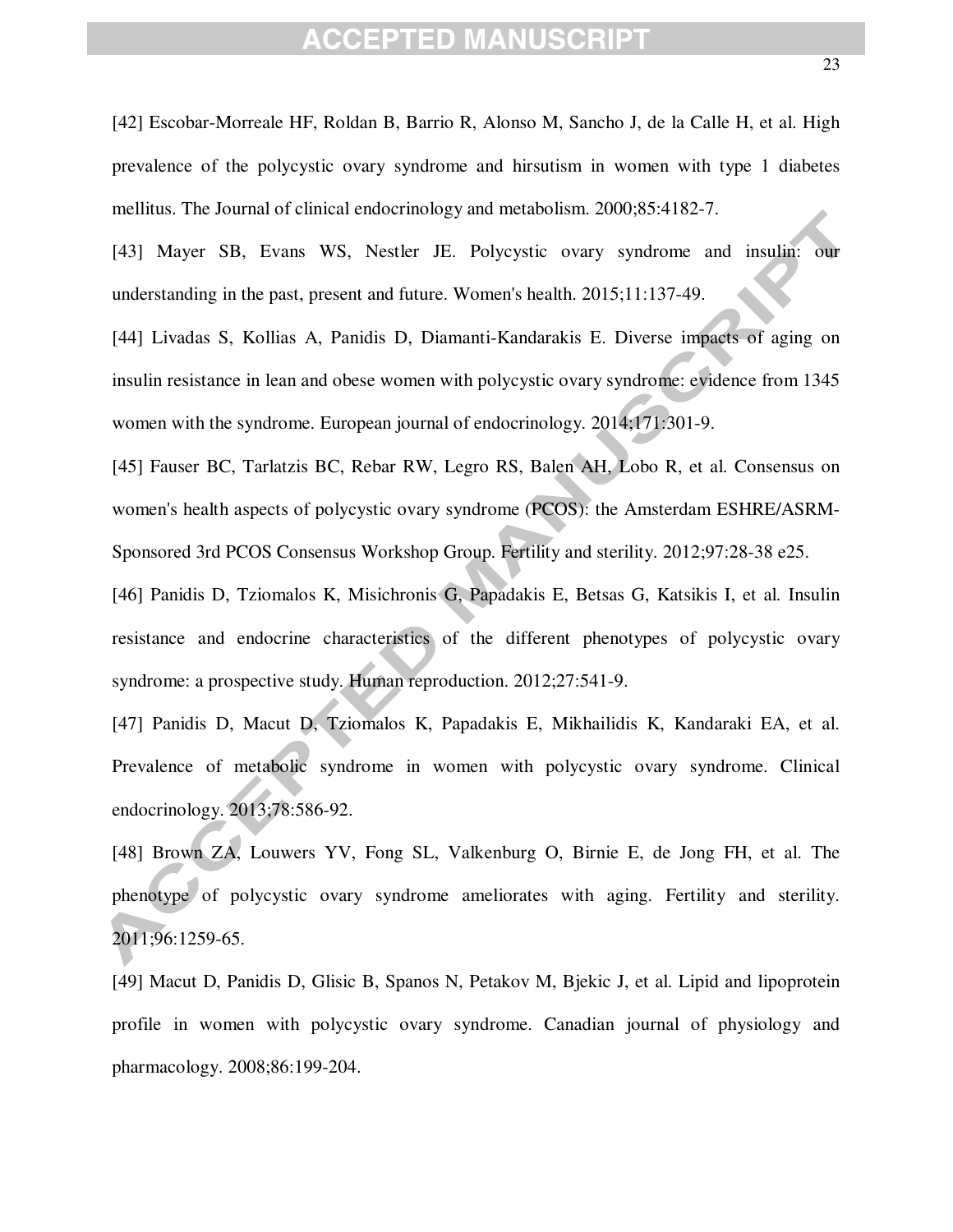[42] Escobar-Morreale HF, Roldan B, Barrio R, Alonso M, Sancho J, de la Calle H, et al. High prevalence of the polycystic ovary syndrome and hirsutism in women with type 1 diabetes mellitus. The Journal of clinical endocrinology and metabolism. 2000;85:4182-7.

[43] Mayer SB, Evans WS, Nestler JE. Polycystic ovary syndrome and insulin: our understanding in the past, present and future. Women's health. 2015;11:137-49.

[44] Livadas S, Kollias A, Panidis D, Diamanti-Kandarakis E. Diverse impacts of aging on insulin resistance in lean and obese women with polycystic ovary syndrome: evidence from 1345 women with the syndrome. European journal of endocrinology. 2014;171:301-9.

[45] Fauser BC, Tarlatzis BC, Rebar RW, Legro RS, Balen AH, Lobo R, et al. Consensus on women's health aspects of polycystic ovary syndrome (PCOS): the Amsterdam ESHRE/ASRM-Sponsored 3rd PCOS Consensus Workshop Group. Fertility and sterility. 2012;97:28-38 e25.

[46] Panidis D, Tziomalos K, Misichronis G, Papadakis E, Betsas G, Katsikis I, et al. Insulin resistance and endocrine characteristics of the different phenotypes of polycystic ovary syndrome: a prospective study. Human reproduction. 2012;27:541-9.

[47] Panidis D, Macut D, Tziomalos K, Papadakis E, Mikhailidis K, Kandaraki EA, et al. Prevalence of metabolic syndrome in women with polycystic ovary syndrome. Clinical endocrinology. 2013;78:586-92.

[48] Brown ZA, Louwers YV, Fong SL, Valkenburg O, Birnie E, de Jong FH, et al. The phenotype of polycystic ovary syndrome ameliorates with aging. Fertility and sterility. 2011;96:1259-65.

[49] Macut D, Panidis D, Glisic B, Spanos N, Petakov M, Bjekic J, et al. Lipid and lipoprotein profile in women with polycystic ovary syndrome. Canadian journal of physiology and pharmacology. 2008;86:199-204.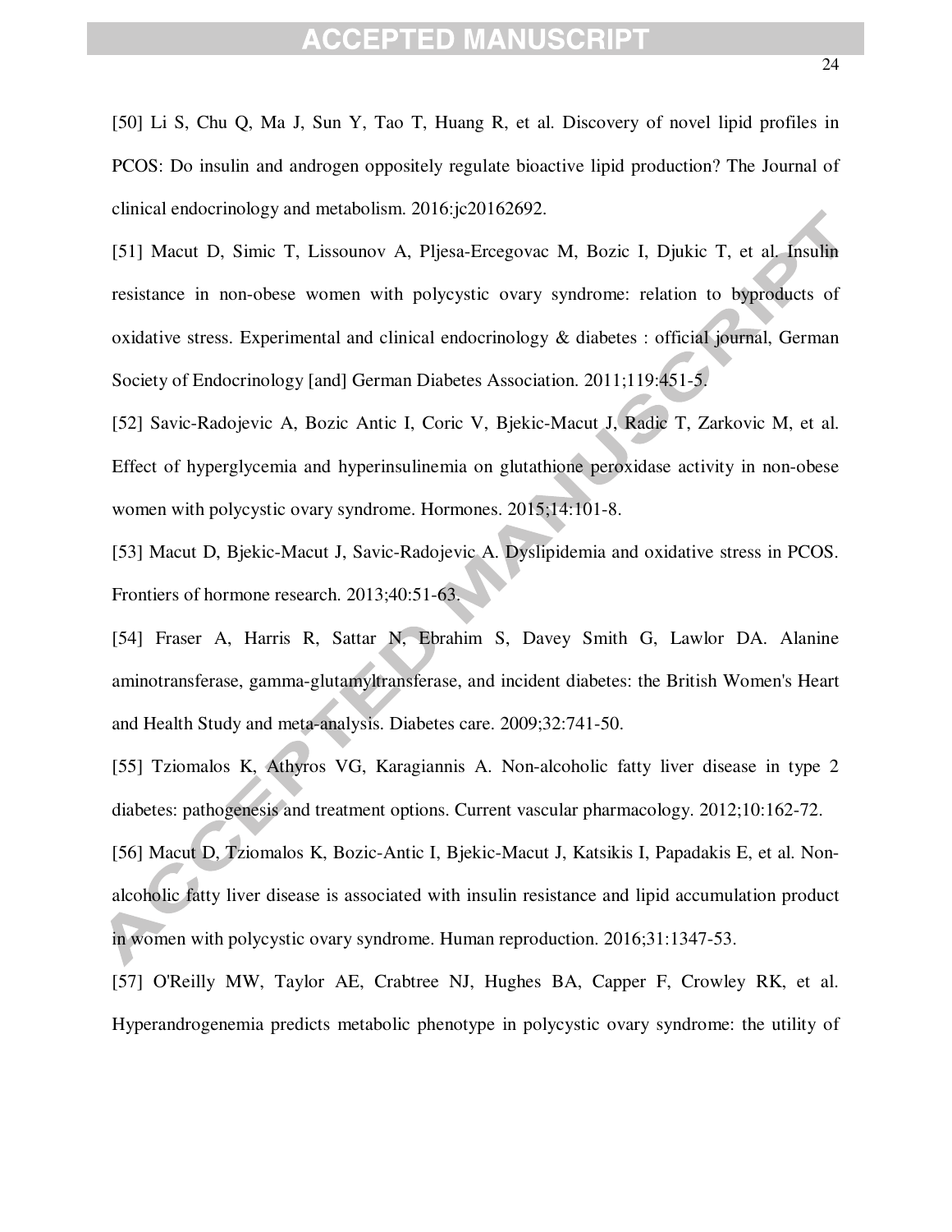[50] Li S, Chu Q, Ma J, Sun Y, Tao T, Huang R, et al. Discovery of novel lipid profiles in PCOS: Do insulin and androgen oppositely regulate bioactive lipid production? The Journal of clinical endocrinology and metabolism. 2016:jc20162692.

[51] Macut D, Simic T, Lissounov A, Pljesa-Ercegovac M, Bozic I, Djukic T, et al. Insulin resistance in non-obese women with polycystic ovary syndrome: relation to byproducts of oxidative stress. Experimental and clinical endocrinology & diabetes : official journal, German Society of Endocrinology [and] German Diabetes Association. 2011;119:451-5.

[52] Savic-Radojevic A, Bozic Antic I, Coric V, Bjekic-Macut J, Radic T, Zarkovic M, et al. Effect of hyperglycemia and hyperinsulinemia on glutathione peroxidase activity in non-obese women with polycystic ovary syndrome. Hormones. 2015;14:101-8.

[53] Macut D, Bjekic-Macut J, Savic-Radojevic A. Dyslipidemia and oxidative stress in PCOS. Frontiers of hormone research. 2013;40:51-63.

[54] Fraser A, Harris R, Sattar N, Ebrahim S, Davey Smith G, Lawlor DA. Alanine aminotransferase, gamma-glutamyltransferase, and incident diabetes: the British Women's Heart and Health Study and meta-analysis. Diabetes care. 2009;32:741-50.

[55] Tziomalos K, Athyros VG, Karagiannis A. Non-alcoholic fatty liver disease in type 2 diabetes: pathogenesis and treatment options. Current vascular pharmacology. 2012;10:162-72.

[56] Macut D, Tziomalos K, Bozic-Antic I, Bjekic-Macut J, Katsikis I, Papadakis E, et al. Non-alcoholic fatty liver disease is associated with insulin resistance and lipid accumulation product in women with polycystic ovary syndrome. Human reproduction. 2016;31:1347-53.

[57] O'Reilly MW, Taylor AE, Crabtree NJ, Hughes BA, Capper F, Crowley RK, et al. Hyperandrogenemia predicts metabolic phenotype in polycystic ovary syndrome: the utility of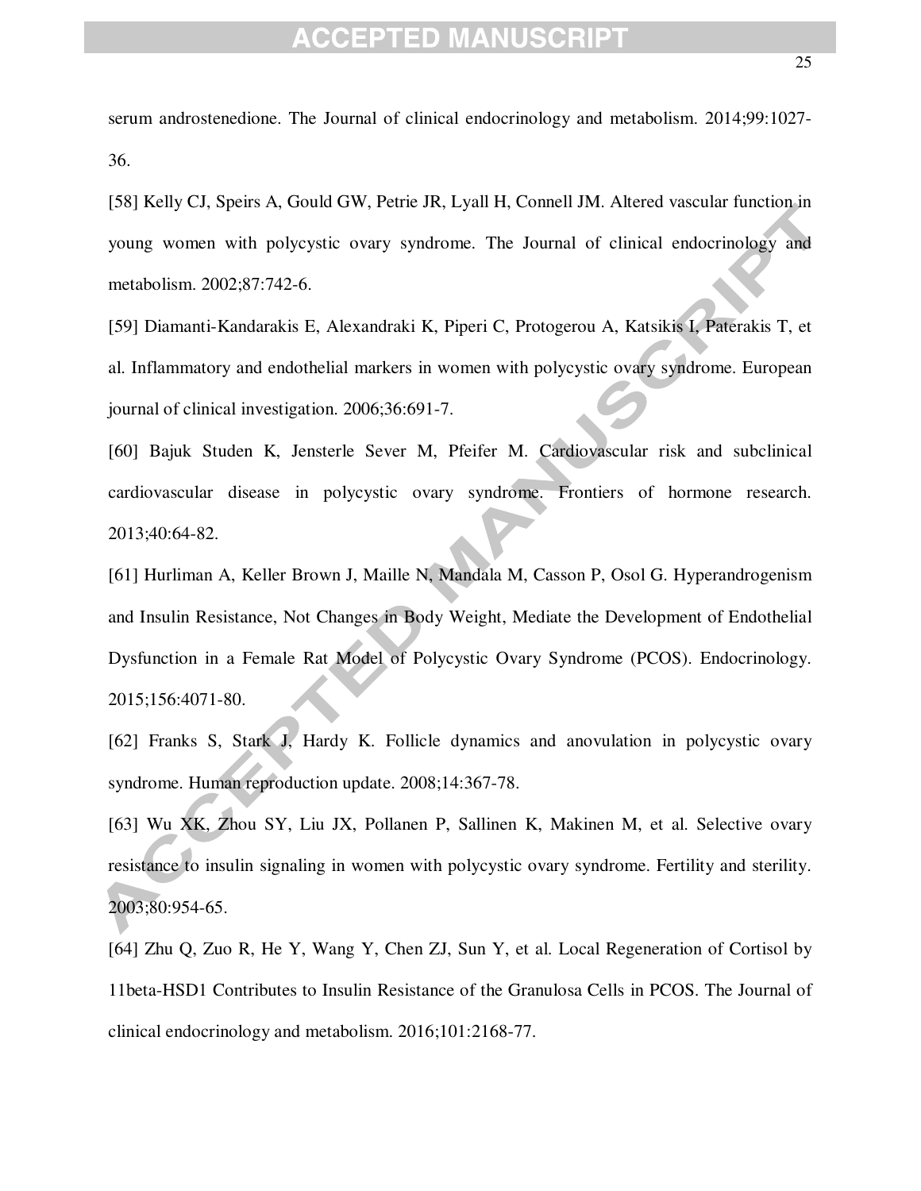serum androstenedione. The Journal of clinical endocrinology and metabolism. 2014;99:1027-36.

[58] Kelly CJ, Speirs A, Gould GW, Petrie JR, Lyall H, Connell JM. Altered vascular function in young women with polycystic ovary syndrome. The Journal of clinical endocrinology and metabolism. 2002;87:742-6.

[59] Diamanti-Kandarakis E, Alexandraki K, Piperi C, Protogerou A, Katsikis I, Paterakis T, et al. Inflammatory and endothelial markers in women with polycystic ovary syndrome. European journal of clinical investigation. 2006;36:691-7.

[60] Bajuk Studen K, Jensterle Sever M, Pfeifer M. Cardiovascular risk and subclinical cardiovascular disease in polycystic ovary syndrome. Frontiers of hormone research. 2013;40:64-82.

[61] Hurliman A, Keller Brown J, Maille N, Mandala M, Casson P, Osol G. Hyperandrogenism and Insulin Resistance, Not Changes in Body Weight, Mediate the Development of Endothelial Dysfunction in a Female Rat Model of Polycystic Ovary Syndrome (PCOS). Endocrinology. 2015;156:4071-80.

[62] Franks S, Stark J, Hardy K. Follicle dynamics and anovulation in polycystic ovary syndrome. Human reproduction update. 2008;14:367-78.

[63] Wu XK, Zhou SY, Liu JX, Pollanen P, Sallinen K, Makinen M, et al. Selective ovary resistance to insulin signaling in women with polycystic ovary syndrome. Fertility and sterility. 2003;80:954-65.

[64] Zhu Q, Zuo R, He Y, Wang Y, Chen ZJ, Sun Y, et al. Local Regeneration of Cortisol by 11beta-HSD1 Contributes to Insulin Resistance of the Granulosa Cells in PCOS. The Journal of clinical endocrinology and metabolism. 2016;101:2168-77.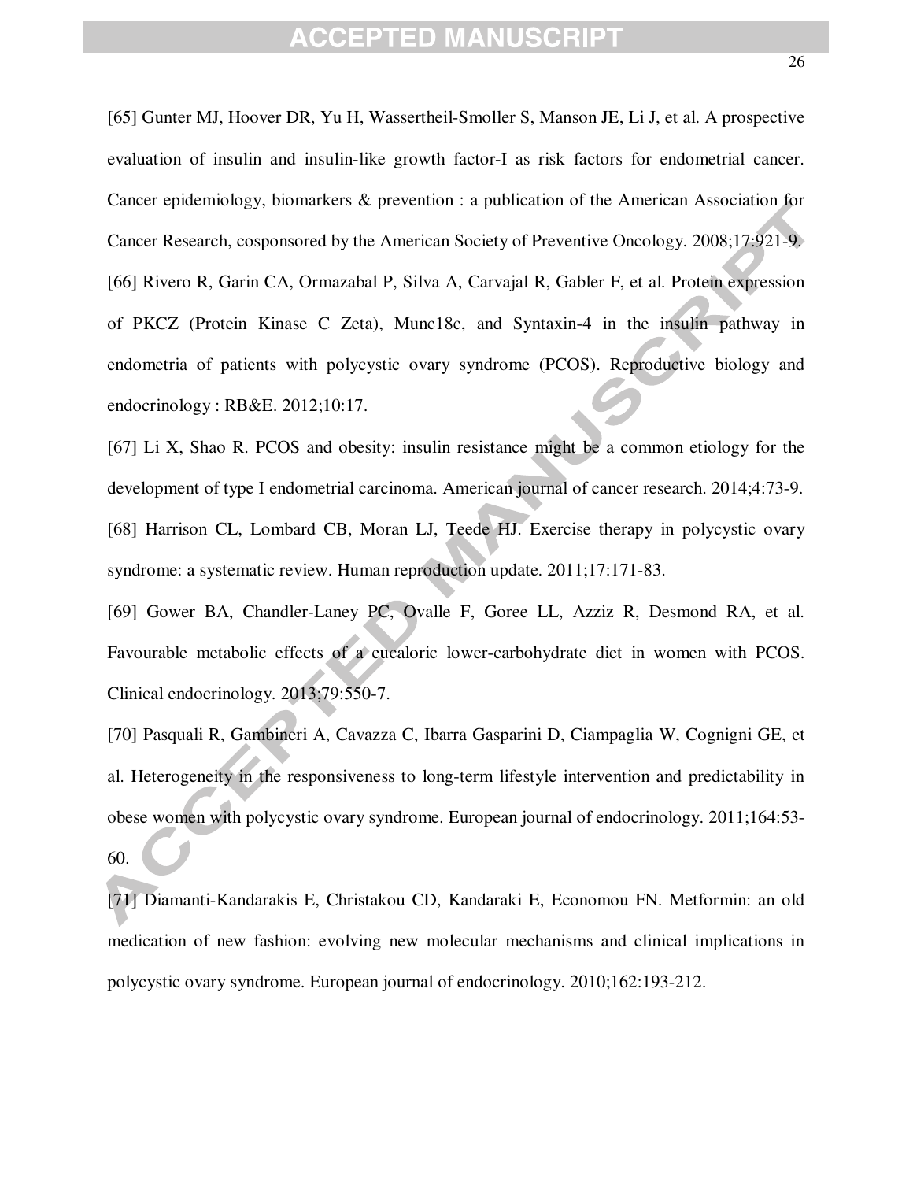[65] Gunter MJ, Hoover DR, Yu H, Wassertheil-Smoller S, Manson JE, Li J, et al. A prospective evaluation of insulin and insulin-like growth factor-I as risk factors for endometrial cancer. Cancer epidemiology, biomarkers & prevention : a publication of the American Association for Cancer Research, cosponsored by the American Society of Preventive Oncology. 2008;17:921-9.

[66] Rivero R, Garin CA, Ormazabal P, Silva A, Carvajal R, Gabler F, et al. Protein expression of PKCZ (Protein Kinase C Zeta), Munc18c, and Syntaxin-4 in the insulin pathway in endometria of patients with polycystic ovary syndrome (PCOS). Reproductive biology and endocrinology : RB&E. 2012;10:17.

[67] Li X, Shao R. PCOS and obesity: insulin resistance might be a common etiology for the development of type I endometrial carcinoma. American journal of cancer research. 2014;4:73-9.

[68] Harrison CL, Lombard CB, Moran LJ, Teede HJ. Exercise therapy in polycystic ovary syndrome: a systematic review. Human reproduction update. 2011;17:171-83.

[69] Gower BA, Chandler-Laney PC, Ovalle F, Goree LL, Azziz R, Desmond RA, et al. Favourable metabolic effects of a eucaloric lower-carbohydrate diet in women with PCOS. Clinical endocrinology. 2013;79:550-7.

[70] Pasquali R, Gambineri A, Cavazza C, Ibarra Gasparini D, Ciampaglia W, Cognigni GE, et al. Heterogeneity in the responsiveness to long-term lifestyle intervention and predictability in obese women with polycystic ovary syndrome. European journal of endocrinology. 2011;164:53-60.

[71] Diamanti-Kandarakis E, Christakou CD, Kandaraki E, Economou FN. Metformin: an old medication of new fashion: evolving new molecular mechanisms and clinical implications in polycystic ovary syndrome. European journal of endocrinology. 2010;162:193-212.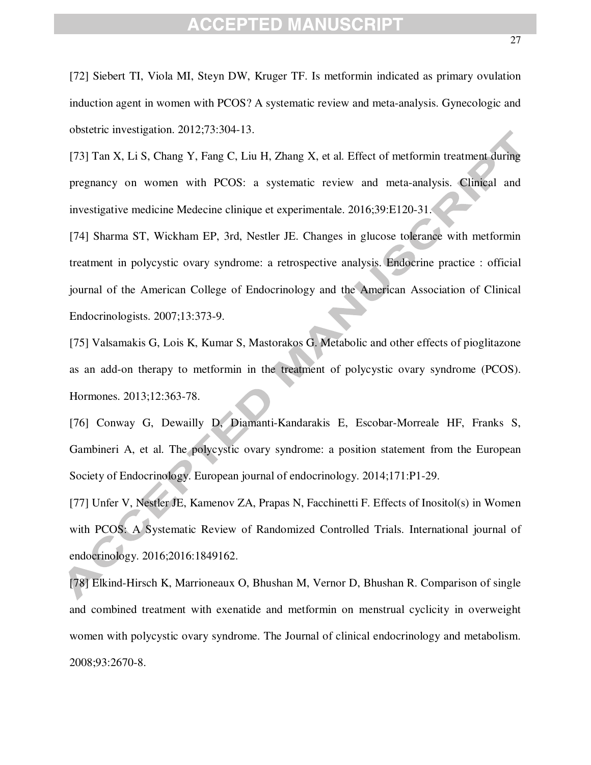[72] Siebert TI, Viola MI, Steyn DW, Kruger TF. Is metformin indicated as primary ovulation induction agent in women with PCOS? A systematic review and meta-analysis. Gynecologic and obstetric investigation. 2012;73:304-13.

[73] Tan X, Li S, Chang Y, Fang C, Liu H, Zhang X, et al. Effect of metformin treatment during pregnancy on women with PCOS: a systematic review and meta-analysis. Clinical and investigative medicine Medecine clinique et experimentale. 2016;39:E120-31.

[74] Sharma ST, Wickham EP, 3rd, Nestler JE. Changes in glucose tolerance with metformin treatment in polycystic ovary syndrome: a retrospective analysis. Endocrine practice : official journal of the American College of Endocrinology and the American Association of Clinical Endocrinologists. 2007;13:373-9.

[75] Valsamakis G, Lois K, Kumar S, Mastorakos G. Metabolic and other effects of pioglitazone as an add-on therapy to metformin in the treatment of polycystic ovary syndrome (PCOS). Hormones. 2013;12:363-78.

[76] Conway G, Dewailly D, Diamanti-Kandarakis E, Escobar-Morreale HF, Franks S, Gambineri A, et al. The polycystic ovary syndrome: a position statement from the European Society of Endocrinology. European journal of endocrinology. 2014;171:P1-29.

[77] Unfer V, Nestler JE, Kamenov ZA, Prapas N, Facchinetti F. Effects of Inositol(s) in Women with PCOS: A Systematic Review of Randomized Controlled Trials. International journal of endocrinology. 2016;2016:1849162.

[78] Elkind-Hirsch K, Marrioneaux O, Bhushan M, Vernor D, Bhushan R. Comparison of single and combined treatment with exenatide and metformin on menstrual cyclicity in overweight women with polycystic ovary syndrome. The Journal of clinical endocrinology and metabolism. 2008;93:2670-8.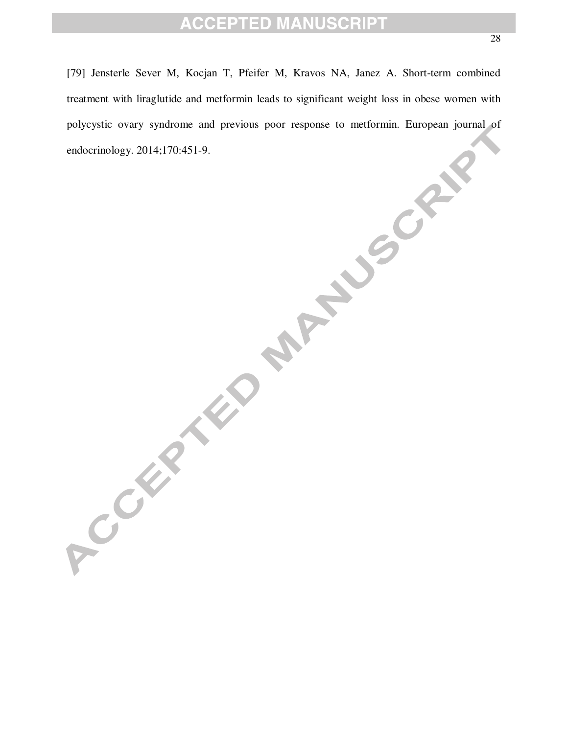[79] Jensterle Sever M, Kocjan T, Pfeifer M, Kravos NA, Janez A. Short-term combined treatment with liraglutide and metformin leads to significant weight loss in obese women with polycystic ovary syndrome and previous poor response to metformin. European journal of endocrinology. 2014;170:451-9.